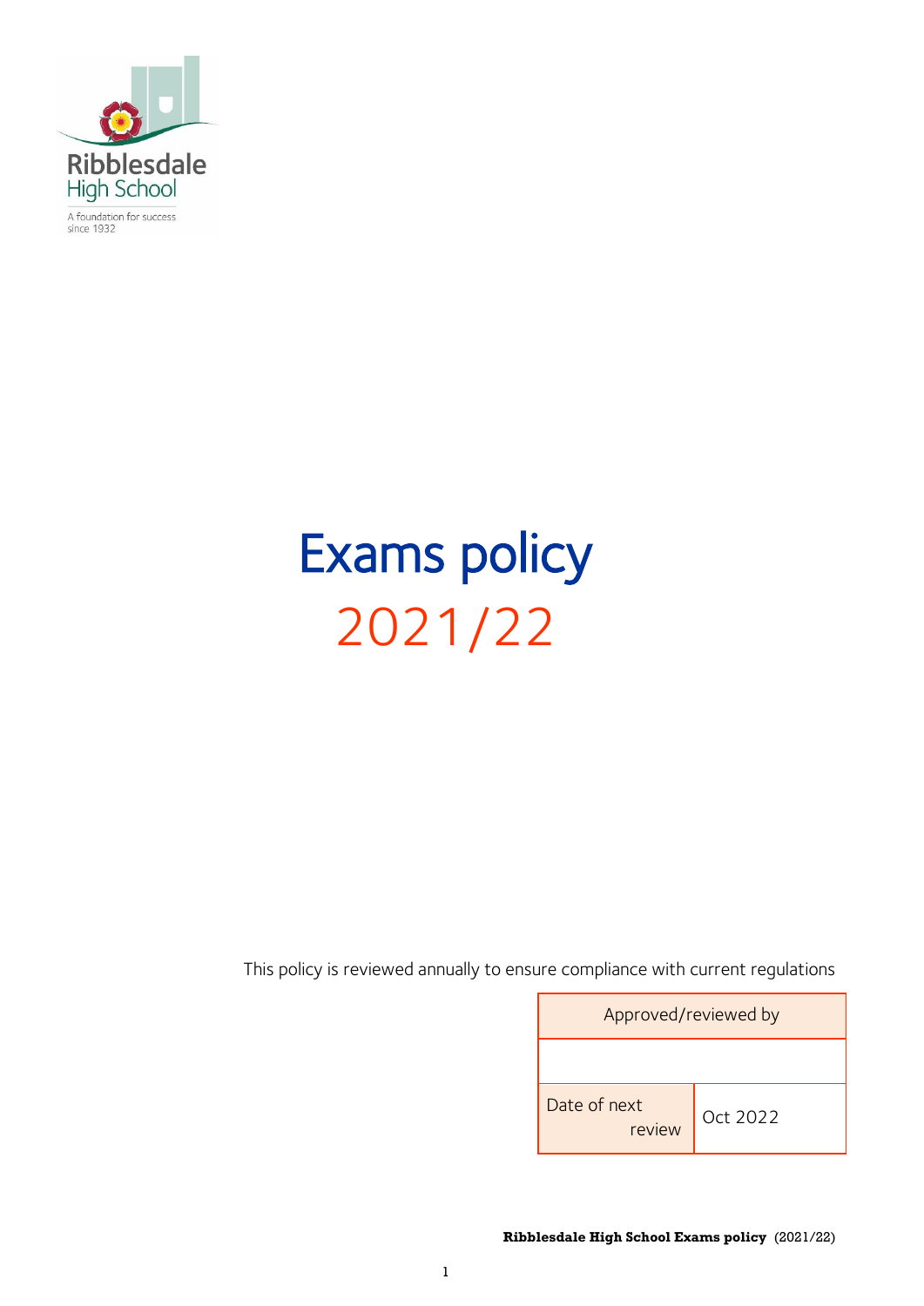Ribblesdale High School

A foundation for success since 1932

# Exams policy

# 2021/22

This policy is reviewed annually to ensure compliance with current regulations

| Approved/reviewed by | |
|---|---|
| | |
| Date of next review | Oct 2022 |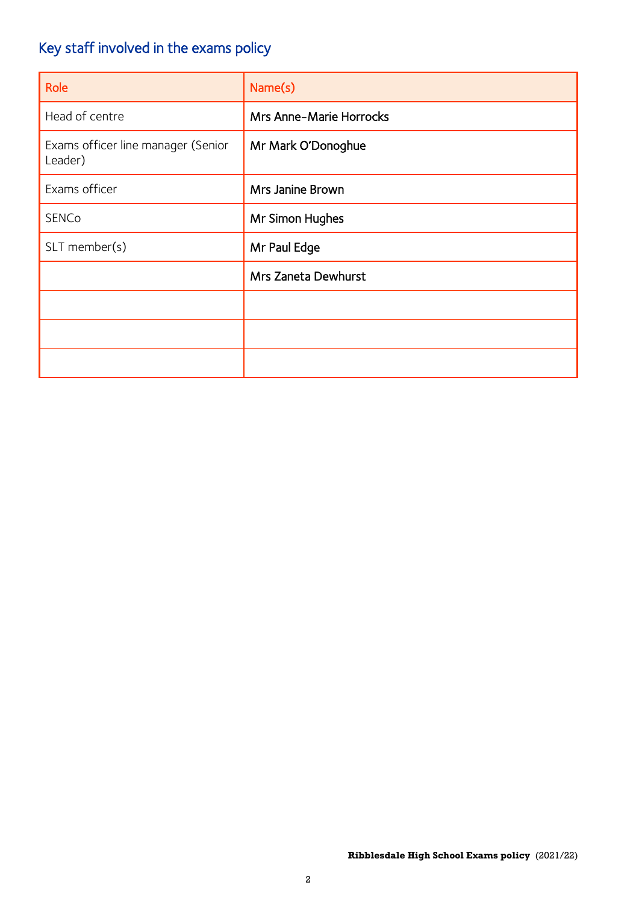## Key staff involved in the exams policy

| Role | Name(s) |
|---|---|
| Head of centre | Mrs Anne-Marie Horrocks |
| Exams officer line manager (Senior Leader) | Mr Mark O'Donoghue |
| Exams officer | Mrs Janine Brown |
| SENCo | Mr Simon Hughes |
| SLT member(s) | Mr Paul Edge |
| | Mrs Zaneta Dewhurst |
| | |
| | |
| | |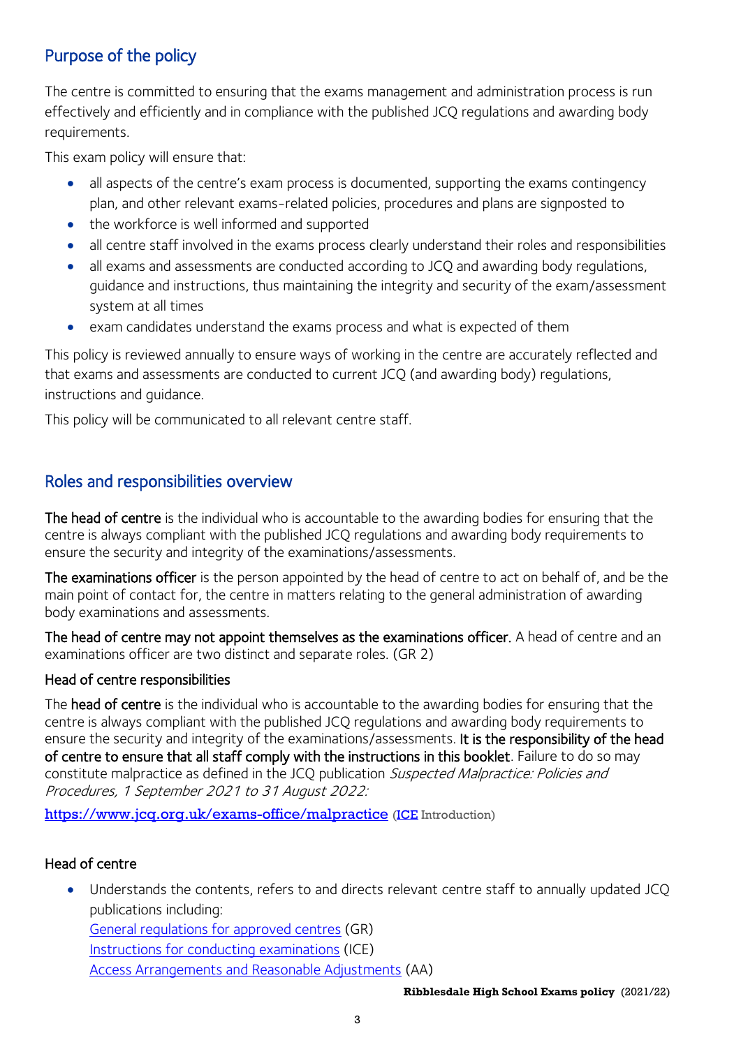## Purpose of the policy

The centre is committed to ensuring that the exams management and administration process is run effectively and efficiently and in compliance with the published JCQ regulations and awarding body requirements.

This exam policy will ensure that:

- all aspects of the centre's exam process is documented, supporting the exams contingency plan, and other relevant exams-related policies, procedures and plans are signposted to
- the workforce is well informed and supported
- all centre staff involved in the exams process clearly understand their roles and responsibilities
- all exams and assessments are conducted according to JCQ and awarding body regulations, guidance and instructions, thus maintaining the integrity and security of the exam/assessment system at all times
- exam candidates understand the exams process and what is expected of them

This policy is reviewed annually to ensure ways of working in the centre are accurately reflected and that exams and assessments are conducted to current JCQ (and awarding body) regulations, instructions and guidance.

This policy will be communicated to all relevant centre staff.

## Roles and responsibilities overview

**The head of centre** is the individual who is accountable to the awarding bodies for ensuring that the centre is always compliant with the published JCQ regulations and awarding body requirements to ensure the security and integrity of the examinations/assessments.

**The examinations officer** is the person appointed by the head of centre to act on behalf of, and be the main point of contact for, the centre in matters relating to the general administration of awarding body examinations and assessments.

**The head of centre may not appoint themselves as the examinations officer.** A head of centre and an examinations officer are two distinct and separate roles. (GR 2)

### Head of centre responsibilities

The **head of centre** is the individual who is accountable to the awarding bodies for ensuring that the centre is always compliant with the published JCQ regulations and awarding body requirements to ensure the security and integrity of the examinations/assessments. **It is the responsibility of the head of centre to ensure that all staff comply with the instructions in this booklet**. Failure to do so may constitute malpractice as defined in the JCQ publication *Suspected Malpractice: Policies and Procedures, 1 September 2021 to 31 August 2022:*

https://www.jcq.org.uk/exams-office/malpractice (ICE Introduction)

### Head of centre

- Understands the contents, refers to and directs relevant centre staff to annually updated JCQ publications including:
  General regulations for approved centres (GR)
  Instructions for conducting examinations (ICE)
  Access Arrangements and Reasonable Adjustments (AA)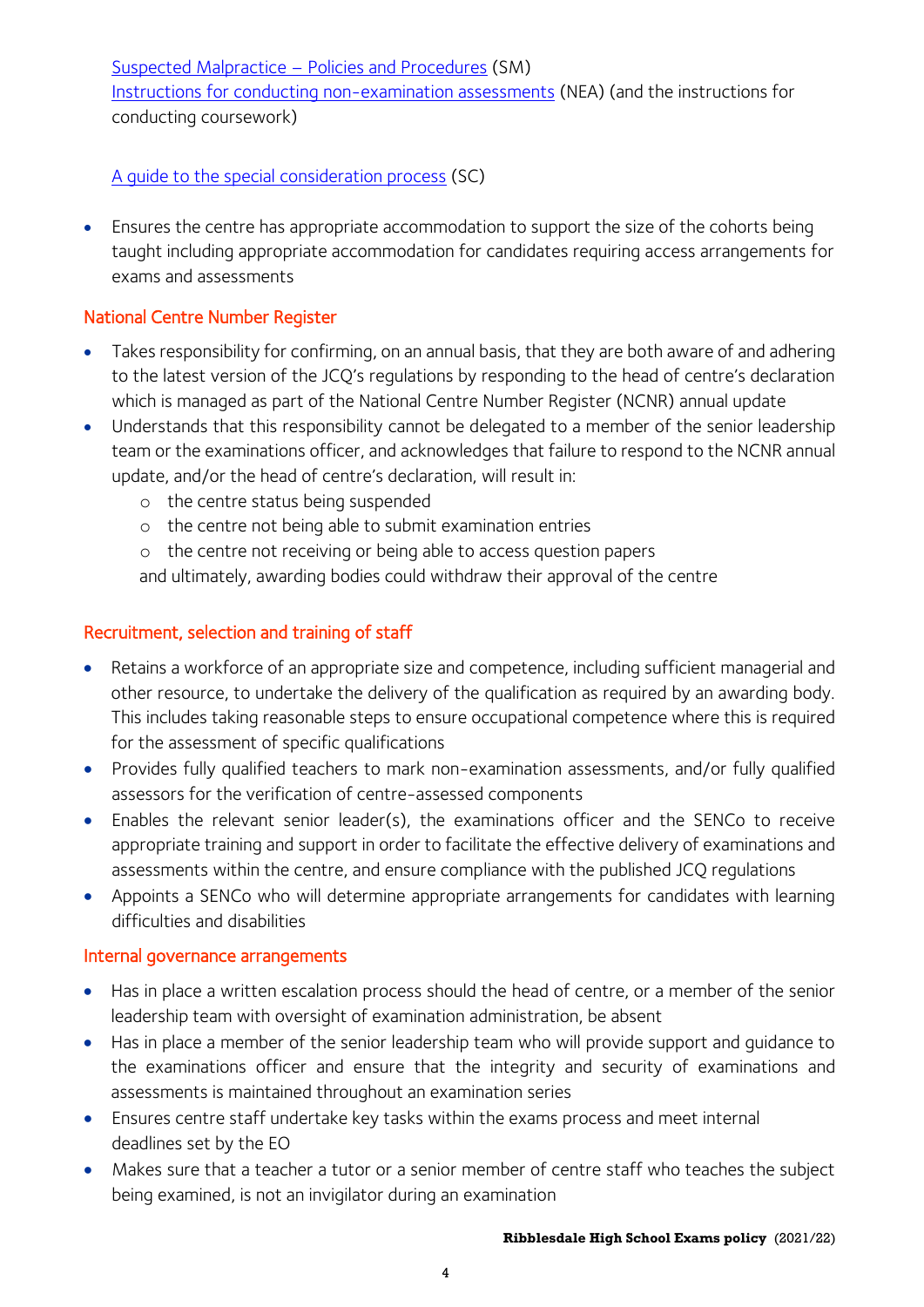[Suspected Malpractice – Policies and Procedures](#) (SM)
[Instructions for conducting non-examination assessments](#) (NEA) (and the instructions for conducting coursework)

[A guide to the special consideration process](#) (SC)

- Ensures the centre has appropriate accommodation to support the size of the cohorts being taught including appropriate accommodation for candidates requiring access arrangements for exams and assessments

### National Centre Number Register

- Takes responsibility for confirming, on an annual basis, that they are both aware of and adhering to the latest version of the JCQ's regulations by responding to the head of centre's declaration which is managed as part of the National Centre Number Register (NCNR) annual update
- Understands that this responsibility cannot be delegated to a member of the senior leadership team or the examinations officer, and acknowledges that failure to respond to the NCNR annual update, and/or the head of centre's declaration, will result in:
    - the centre status being suspended
    - the centre not being able to submit examination entries
    - the centre not receiving or being able to access question papers

  and ultimately, awarding bodies could withdraw their approval of the centre

### Recruitment, selection and training of staff

- Retains a workforce of an appropriate size and competence, including sufficient managerial and other resource, to undertake the delivery of the qualification as required by an awarding body. This includes taking reasonable steps to ensure occupational competence where this is required for the assessment of specific qualifications
- Provides fully qualified teachers to mark non-examination assessments, and/or fully qualified assessors for the verification of centre-assessed components
- Enables the relevant senior leader(s), the examinations officer and the SENCo to receive appropriate training and support in order to facilitate the effective delivery of examinations and assessments within the centre, and ensure compliance with the published JCQ regulations
- Appoints a SENCo who will determine appropriate arrangements for candidates with learning difficulties and disabilities

### Internal governance arrangements

- Has in place a written escalation process should the head of centre, or a member of the senior leadership team with oversight of examination administration, be absent
- Has in place a member of the senior leadership team who will provide support and guidance to the examinations officer and ensure that the integrity and security of examinations and assessments is maintained throughout an examination series
- Ensures centre staff undertake key tasks within the exams process and meet internal deadlines set by the EO
- Makes sure that a teacher a tutor or a senior member of centre staff who teaches the subject being examined, is not an invigilator during an examination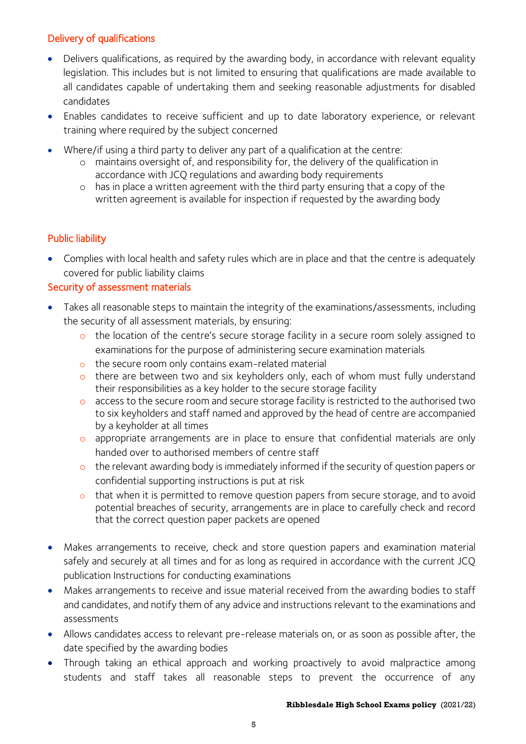### Delivery of qualifications

- Delivers qualifications, as required by the awarding body, in accordance with relevant equality legislation. This includes but is not limited to ensuring that qualifications are made available to all candidates capable of undertaking them and seeking reasonable adjustments for disabled candidates
- Enables candidates to receive sufficient and up to date laboratory experience, or relevant training where required by the subject concerned
- Where/if using a third party to deliver any part of a qualification at the centre:
  - maintains oversight of, and responsibility for, the delivery of the qualification in accordance with JCQ regulations and awarding body requirements
  - has in place a written agreement with the third party ensuring that a copy of the written agreement is available for inspection if requested by the awarding body

### Public liability

- Complies with local health and safety rules which are in place and that the centre is adequately covered for public liability claims

### Security of assessment materials

- Takes all reasonable steps to maintain the integrity of the examinations/assessments, including the security of all assessment materials, by ensuring:
  - the location of the centre's secure storage facility in a secure room solely assigned to examinations for the purpose of administering secure examination materials
  - the secure room only contains exam-related material
  - there are between two and six keyholders only, each of whom must fully understand their responsibilities as a key holder to the secure storage facility
  - access to the secure room and secure storage facility is restricted to the authorised two to six keyholders and staff named and approved by the head of centre are accompanied by a keyholder at all times
  - appropriate arrangements are in place to ensure that confidential materials are only handed over to authorised members of centre staff
  - the relevant awarding body is immediately informed if the security of question papers or confidential supporting instructions is put at risk
  - that when it is permitted to remove question papers from secure storage, and to avoid potential breaches of security, arrangements are in place to carefully check and record that the correct question paper packets are opened
- Makes arrangements to receive, check and store question papers and examination material safely and securely at all times and for as long as required in accordance with the current JCQ publication Instructions for conducting examinations
- Makes arrangements to receive and issue material received from the awarding bodies to staff and candidates, and notify them of any advice and instructions relevant to the examinations and assessments
- Allows candidates access to relevant pre-release materials on, or as soon as possible after, the date specified by the awarding bodies
- Through taking an ethical approach and working proactively to avoid malpractice among students and staff takes all reasonable steps to prevent the occurrence of any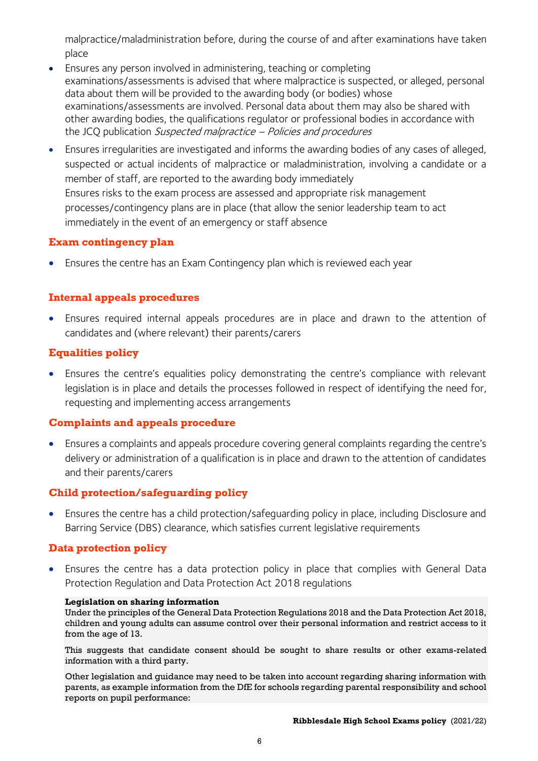malpractice/maladministration before, during the course of and after examinations have taken place

- Ensures any person involved in administering, teaching or completing examinations/assessments is advised that where malpractice is suspected, or alleged, personal data about them will be provided to the awarding body (or bodies) whose examinations/assessments are involved. Personal data about them may also be shared with other awarding bodies, the qualifications regulator or professional bodies in accordance with the JCQ publication *Suspected malpractice – Policies and procedures*
- Ensures irregularities are investigated and informs the awarding bodies of any cases of alleged, suspected or actual incidents of malpractice or maladministration, involving a candidate or a member of staff, are reported to the awarding body immediately
  Ensures risks to the exam process are assessed and appropriate risk management processes/contingency plans are in place (that allow the senior leadership team to act immediately in the event of an emergency or staff absence

### Exam contingency plan

- Ensures the centre has an Exam Contingency plan which is reviewed each year

### Internal appeals procedures

- Ensures required internal appeals procedures are in place and drawn to the attention of candidates and (where relevant) their parents/carers

### Equalities policy

- Ensures the centre's equalities policy demonstrating the centre's compliance with relevant legislation is in place and details the processes followed in respect of identifying the need for, requesting and implementing access arrangements

### Complaints and appeals procedure

- Ensures a complaints and appeals procedure covering general complaints regarding the centre's delivery or administration of a qualification is in place and drawn to the attention of candidates and their parents/carers

### Child protection/safeguarding policy

- Ensures the centre has a child protection/safeguarding policy in place, including Disclosure and Barring Service (DBS) clearance, which satisfies current legislative requirements

### Data protection policy

- Ensures the centre has a data protection policy in place that complies with General Data Protection Regulation and Data Protection Act 2018 regulations

**Legislation on sharing information**
Under the principles of the General Data Protection Regulations 2018 and the Data Protection Act 2018, children and young adults can assume control over their personal information and restrict access to it from the age of 13.

This suggests that candidate consent should be sought to share results or other exams-related information with a third party.

Other legislation and guidance may need to be taken into account regarding sharing information with parents, as example information from the DfE for schools regarding parental responsibility and school reports on pupil performance: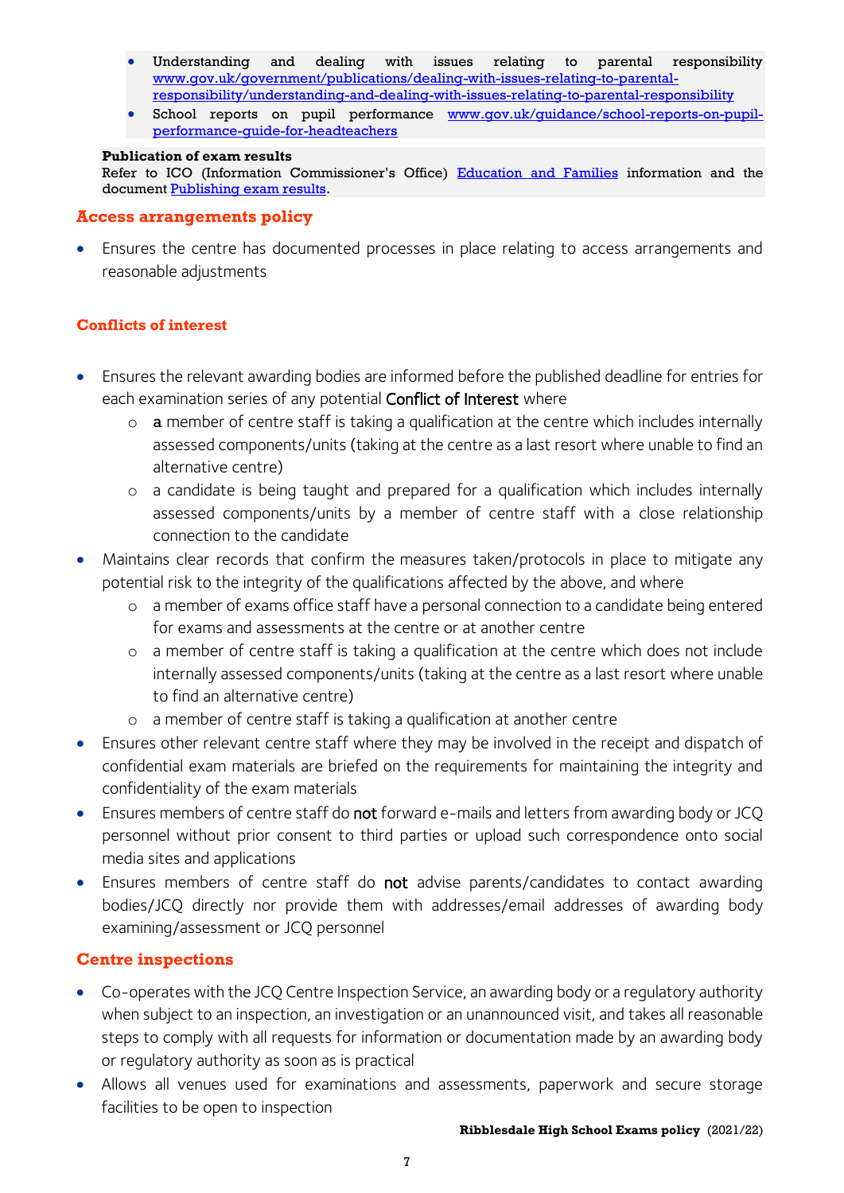- Understanding and dealing with issues relating to parental responsibility [www.gov.uk/government/publications/dealing-with-issues-relating-to-parental-responsibility/understanding-and-dealing-with-issues-relating-to-parental-responsibility](www.gov.uk/government/publications/dealing-with-issues-relating-to-parental-responsibility/understanding-and-dealing-with-issues-relating-to-parental-responsibility)
- School reports on pupil performance [www.gov.uk/guidance/school-reports-on-pupil-performance-guide-for-headteachers](www.gov.uk/guidance/school-reports-on-pupil-performance-guide-for-headteachers)

**Publication of exam results**
Refer to ICO (Information Commissioner's Office) Education and Families information and the document Publishing exam results.

## Access arrangements policy

- Ensures the centre has documented processes in place relating to access arrangements and reasonable adjustments

## Conflicts of interest

- Ensures the relevant awarding bodies are informed before the published deadline for entries for each examination series of any potential **Conflict of Interest** where
  - **a** member of centre staff is taking a qualification at the centre which includes internally assessed components/units (taking at the centre as a last resort where unable to find an alternative centre)
  - a candidate is being taught and prepared for a qualification which includes internally assessed components/units by a member of centre staff with a close relationship connection to the candidate
- Maintains clear records that confirm the measures taken/protocols in place to mitigate any potential risk to the integrity of the qualifications affected by the above, and where
  - a member of exams office staff have a personal connection to a candidate being entered for exams and assessments at the centre or at another centre
  - a member of centre staff is taking a qualification at the centre which does not include internally assessed components/units (taking at the centre as a last resort where unable to find an alternative centre)
  - a member of centre staff is taking a qualification at another centre
- Ensures other relevant centre staff where they may be involved in the receipt and dispatch of confidential exam materials are briefed on the requirements for maintaining the integrity and confidentiality of the exam materials
- Ensures members of centre staff do **not** forward e-mails and letters from awarding body or JCQ personnel without prior consent to third parties or upload such correspondence onto social media sites and applications
- Ensures members of centre staff do **not** advise parents/candidates to contact awarding bodies/JCQ directly nor provide them with addresses/email addresses of awarding body examining/assessment or JCQ personnel

## Centre inspections

- Co-operates with the JCQ Centre Inspection Service, an awarding body or a regulatory authority when subject to an inspection, an investigation or an unannounced visit, and takes all reasonable steps to comply with all requests for information or documentation made by an awarding body or regulatory authority as soon as is practical
- Allows all venues used for examinations and assessments, paperwork and secure storage facilities to be open to inspection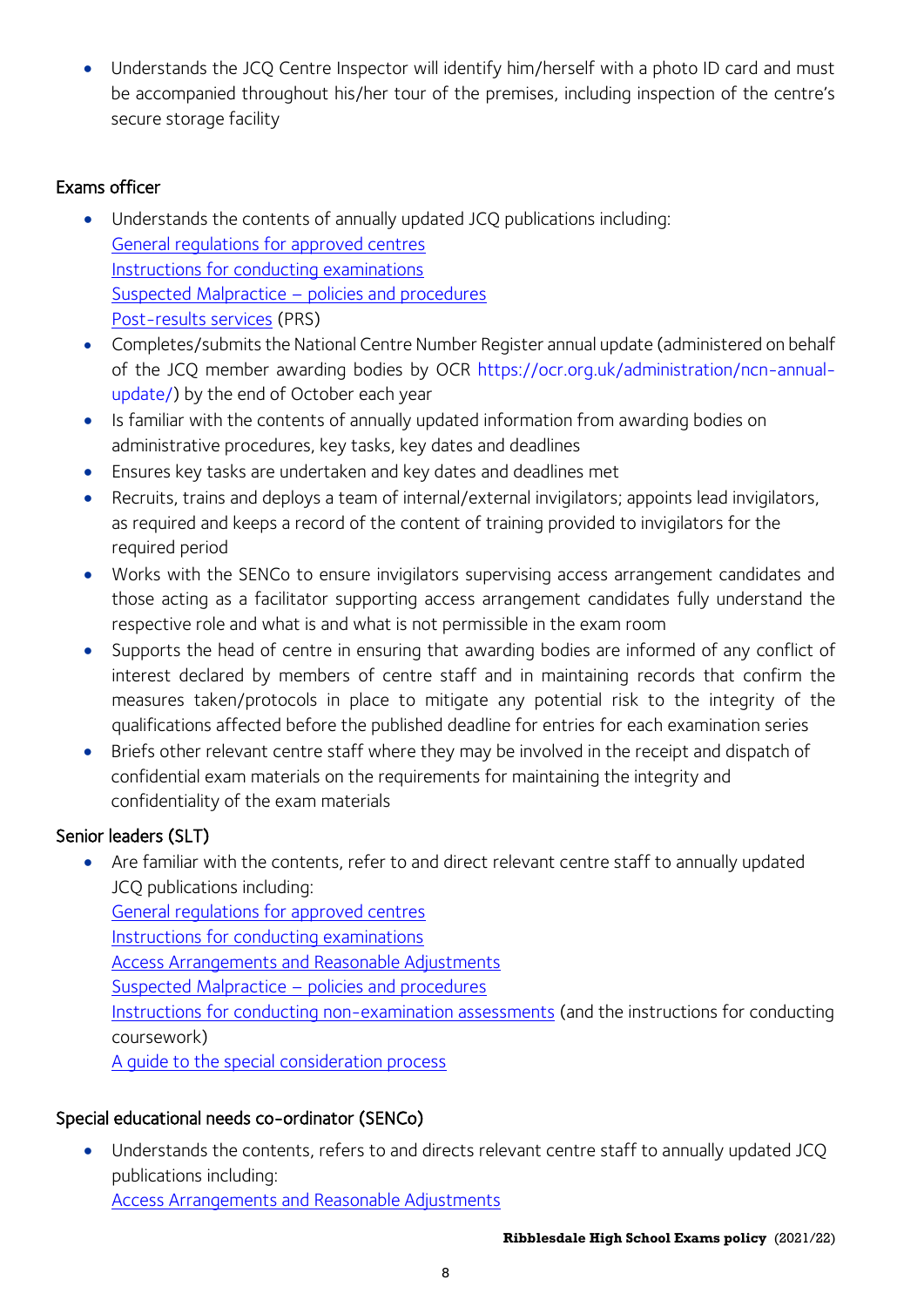- Understands the JCQ Centre Inspector will identify him/herself with a photo ID card and must be accompanied throughout his/her tour of the premises, including inspection of the centre's secure storage facility

### Exams officer

- Understands the contents of annually updated JCQ publications including:
  General regulations for approved centres
  Instructions for conducting examinations
  Suspected Malpractice – policies and procedures
  Post-results services (PRS)
- Completes/submits the National Centre Number Register annual update (administered on behalf of the JCQ member awarding bodies by OCR https://ocr.org.uk/administration/ncn-annual-update/) by the end of October each year
- Is familiar with the contents of annually updated information from awarding bodies on administrative procedures, key tasks, key dates and deadlines
- Ensures key tasks are undertaken and key dates and deadlines met
- Recruits, trains and deploys a team of internal/external invigilators; appoints lead invigilators, as required and keeps a record of the content of training provided to invigilators for the required period
- Works with the SENCo to ensure invigilators supervising access arrangement candidates and those acting as a facilitator supporting access arrangement candidates fully understand the respective role and what is and what is not permissible in the exam room
- Supports the head of centre in ensuring that awarding bodies are informed of any conflict of interest declared by members of centre staff and in maintaining records that confirm the measures taken/protocols in place to mitigate any potential risk to the integrity of the qualifications affected before the published deadline for entries for each examination series
- Briefs other relevant centre staff where they may be involved in the receipt and dispatch of confidential exam materials on the requirements for maintaining the integrity and confidentiality of the exam materials

### Senior leaders (SLT)

- Are familiar with the contents, refer to and direct relevant centre staff to annually updated JCQ publications including:
  General regulations for approved centres
  Instructions for conducting examinations
  Access Arrangements and Reasonable Adjustments
  Suspected Malpractice – policies and procedures
  Instructions for conducting non-examination assessments (and the instructions for conducting coursework)
  A guide to the special consideration process

### Special educational needs co-ordinator (SENCo)

- Understands the contents, refers to and directs relevant centre staff to annually updated JCQ publications including:
  Access Arrangements and Reasonable Adjustments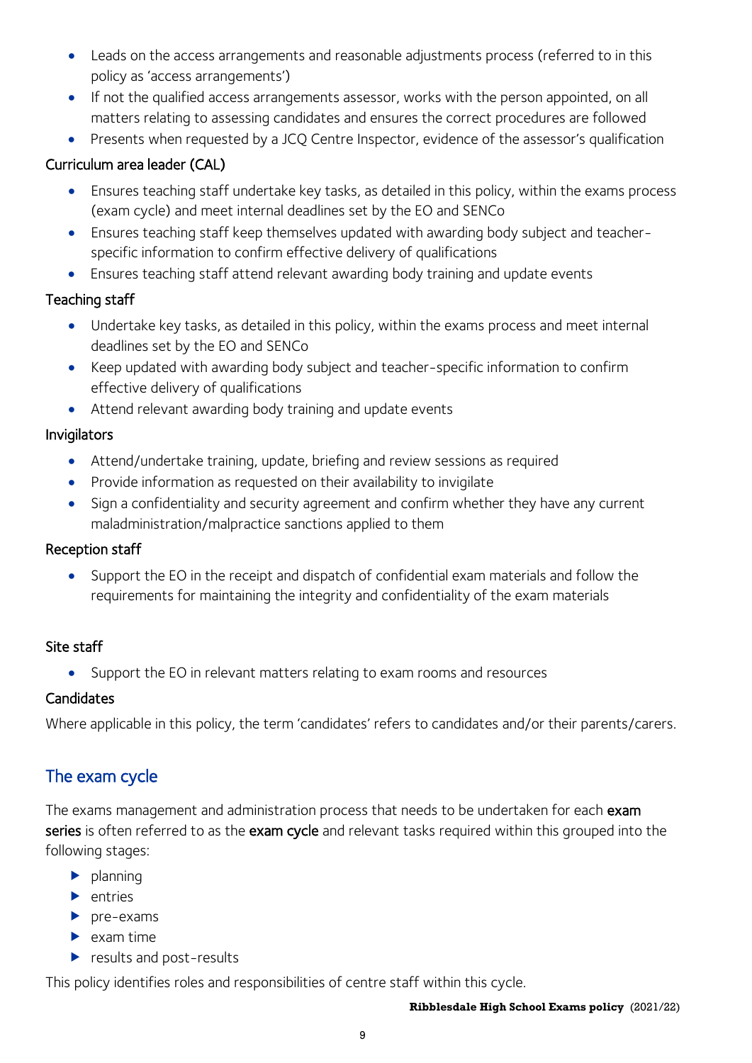- Leads on the access arrangements and reasonable adjustments process (referred to in this policy as 'access arrangements')
- If not the qualified access arrangements assessor, works with the person appointed, on all matters relating to assessing candidates and ensures the correct procedures are followed
- Presents when requested by a JCQ Centre Inspector, evidence of the assessor's qualification

### Curriculum area leader (CAL)

- Ensures teaching staff undertake key tasks, as detailed in this policy, within the exams process (exam cycle) and meet internal deadlines set by the EO and SENCo
- Ensures teaching staff keep themselves updated with awarding body subject and teacher-specific information to confirm effective delivery of qualifications
- Ensures teaching staff attend relevant awarding body training and update events

### Teaching staff

- Undertake key tasks, as detailed in this policy, within the exams process and meet internal deadlines set by the EO and SENCo
- Keep updated with awarding body subject and teacher-specific information to confirm effective delivery of qualifications
- Attend relevant awarding body training and update events

### Invigilators

- Attend/undertake training, update, briefing and review sessions as required
- Provide information as requested on their availability to invigilate
- Sign a confidentiality and security agreement and confirm whether they have any current maladministration/malpractice sanctions applied to them

### Reception staff

- Support the EO in the receipt and dispatch of confidential exam materials and follow the requirements for maintaining the integrity and confidentiality of the exam materials

### Site staff

- Support the EO in relevant matters relating to exam rooms and resources

### Candidates

Where applicable in this policy, the term 'candidates' refers to candidates and/or their parents/carers.

## The exam cycle

The exams management and administration process that needs to be undertaken for each **exam series** is often referred to as the **exam cycle** and relevant tasks required within this grouped into the following stages:

- planning
- entries
- pre-exams
- exam time
- results and post-results

This policy identifies roles and responsibilities of centre staff within this cycle.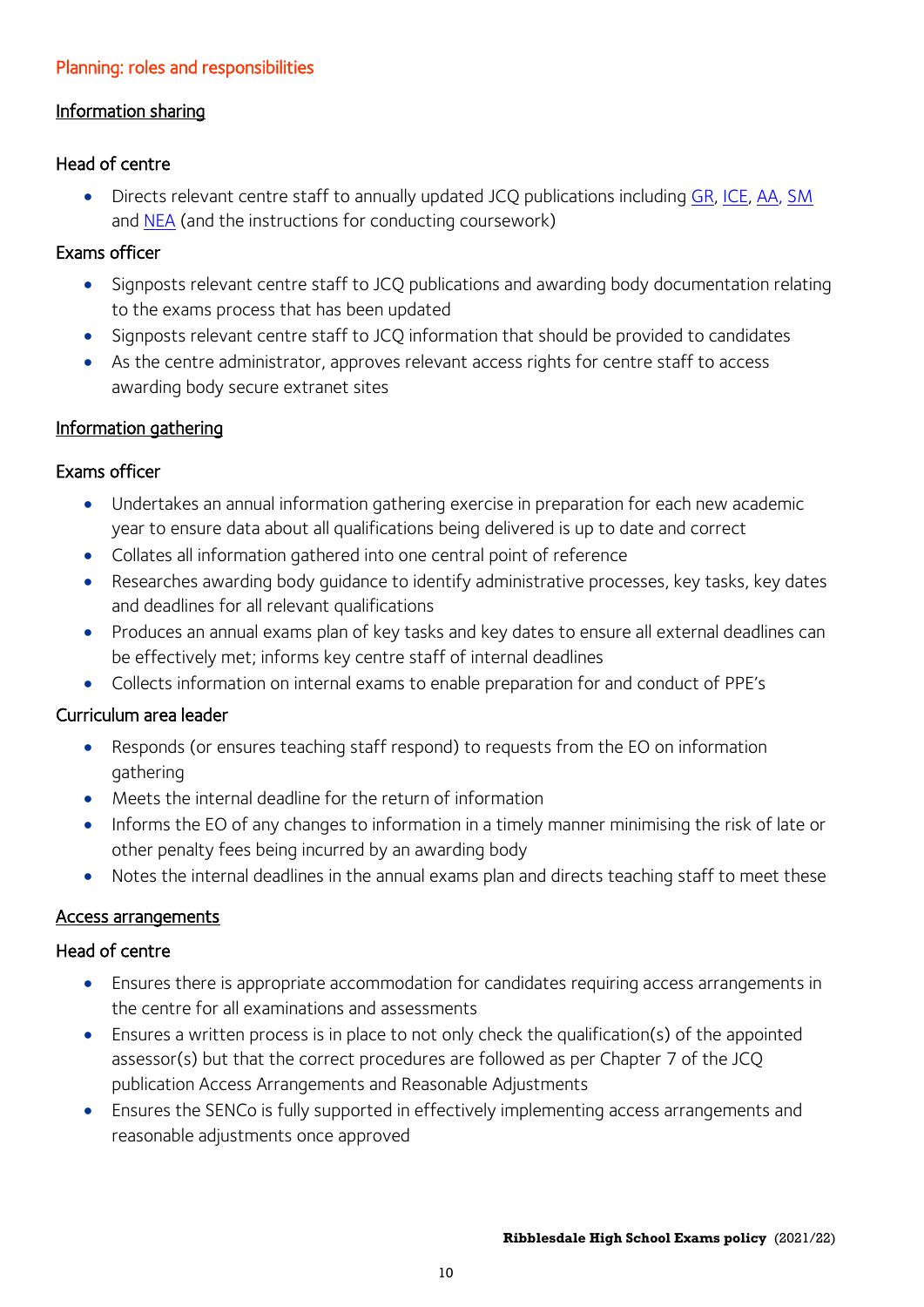## Planning: roles and responsibilities

### Information sharing

#### Head of centre

- Directs relevant centre staff to annually updated JCQ publications including GR, ICE, AA, SM and NEA (and the instructions for conducting coursework)

#### Exams officer

- Signposts relevant centre staff to JCQ publications and awarding body documentation relating to the exams process that has been updated
- Signposts relevant centre staff to JCQ information that should be provided to candidates
- As the centre administrator, approves relevant access rights for centre staff to access awarding body secure extranet sites

### Information gathering

#### Exams officer

- Undertakes an annual information gathering exercise in preparation for each new academic year to ensure data about all qualifications being delivered is up to date and correct
- Collates all information gathered into one central point of reference
- Researches awarding body guidance to identify administrative processes, key tasks, key dates and deadlines for all relevant qualifications
- Produces an annual exams plan of key tasks and key dates to ensure all external deadlines can be effectively met; informs key centre staff of internal deadlines
- Collects information on internal exams to enable preparation for and conduct of PPE's

#### Curriculum area leader

- Responds (or ensures teaching staff respond) to requests from the EO on information gathering
- Meets the internal deadline for the return of information
- Informs the EO of any changes to information in a timely manner minimising the risk of late or other penalty fees being incurred by an awarding body
- Notes the internal deadlines in the annual exams plan and directs teaching staff to meet these

### Access arrangements

#### Head of centre

- Ensures there is appropriate accommodation for candidates requiring access arrangements in the centre for all examinations and assessments
- Ensures a written process is in place to not only check the qualification(s) of the appointed assessor(s) but that the correct procedures are followed as per Chapter 7 of the JCQ publication Access Arrangements and Reasonable Adjustments
- Ensures the SENCo is fully supported in effectively implementing access arrangements and reasonable adjustments once approved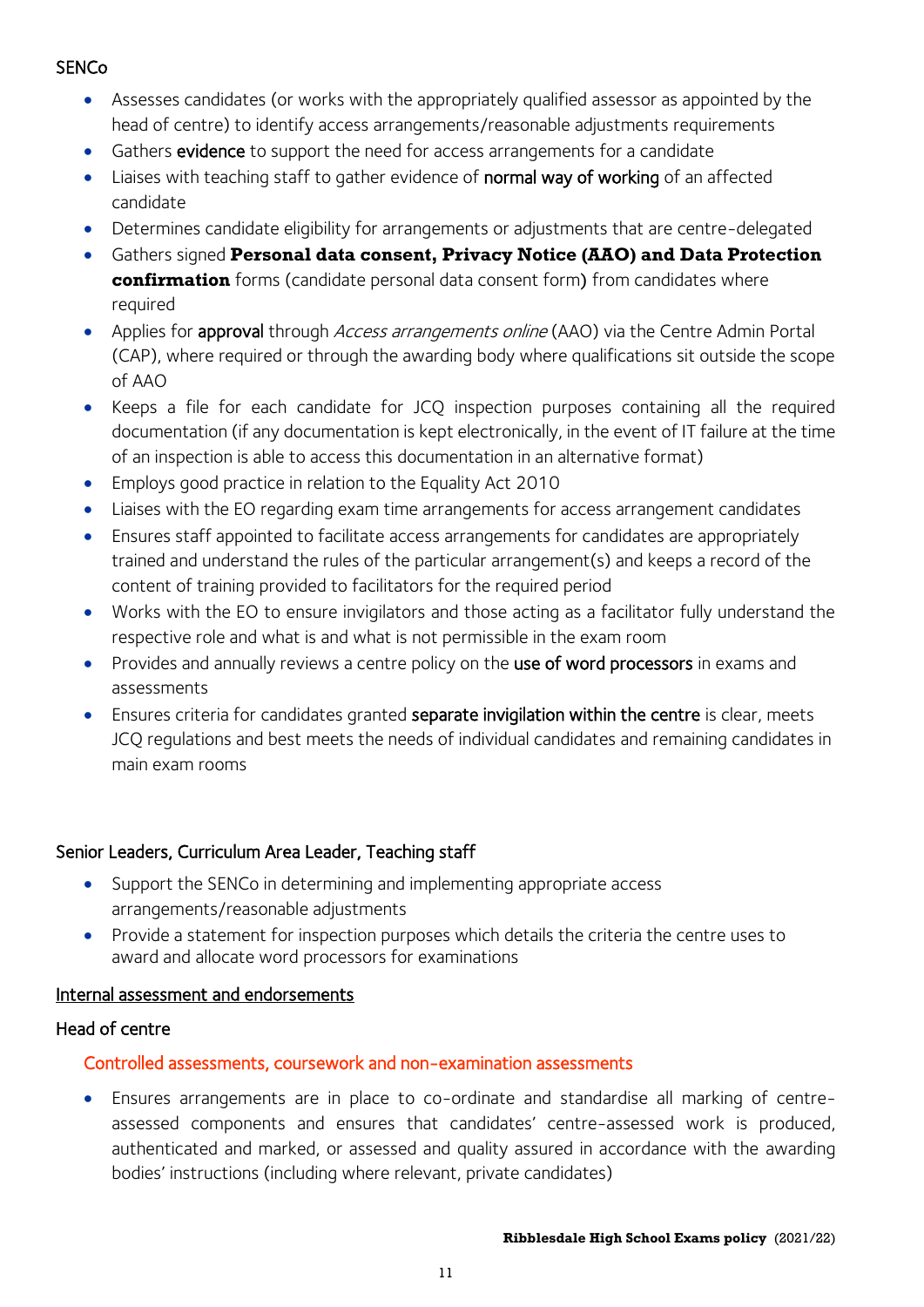### SENCo

- Assesses candidates (or works with the appropriately qualified assessor as appointed by the head of centre) to identify access arrangements/reasonable adjustments requirements
- Gathers evidence to support the need for access arrangements for a candidate
- Liaises with teaching staff to gather evidence of normal way of working of an affected candidate
- Determines candidate eligibility for arrangements or adjustments that are centre-delegated
- Gathers signed **Personal data consent, Privacy Notice (AAO) and Data Protection confirmation** forms (candidate personal data consent form) from candidates where required
- Applies for approval through *Access arrangements online* (AAO) via the Centre Admin Portal (CAP), where required or through the awarding body where qualifications sit outside the scope of AAO
- Keeps a file for each candidate for JCQ inspection purposes containing all the required documentation (if any documentation is kept electronically, in the event of IT failure at the time of an inspection is able to access this documentation in an alternative format)
- Employs good practice in relation to the Equality Act 2010
- Liaises with the EO regarding exam time arrangements for access arrangement candidates
- Ensures staff appointed to facilitate access arrangements for candidates are appropriately trained and understand the rules of the particular arrangement(s) and keeps a record of the content of training provided to facilitators for the required period
- Works with the EO to ensure invigilators and those acting as a facilitator fully understand the respective role and what is and what is not permissible in the exam room
- Provides and annually reviews a centre policy on the use of word processors in exams and assessments
- Ensures criteria for candidates granted separate invigilation within the centre is clear, meets JCQ regulations and best meets the needs of individual candidates and remaining candidates in main exam rooms

### Senior Leaders, Curriculum Area Leader, Teaching staff

- Support the SENCo in determining and implementing appropriate access arrangements/reasonable adjustments
- Provide a statement for inspection purposes which details the criteria the centre uses to award and allocate word processors for examinations

## Internal assessment and endorsements

### Head of centre

#### Controlled assessments, coursework and non-examination assessments

- Ensures arrangements are in place to co-ordinate and standardise all marking of centre-assessed components and ensures that candidates' centre-assessed work is produced, authenticated and marked, or assessed and quality assured in accordance with the awarding bodies' instructions (including where relevant, private candidates)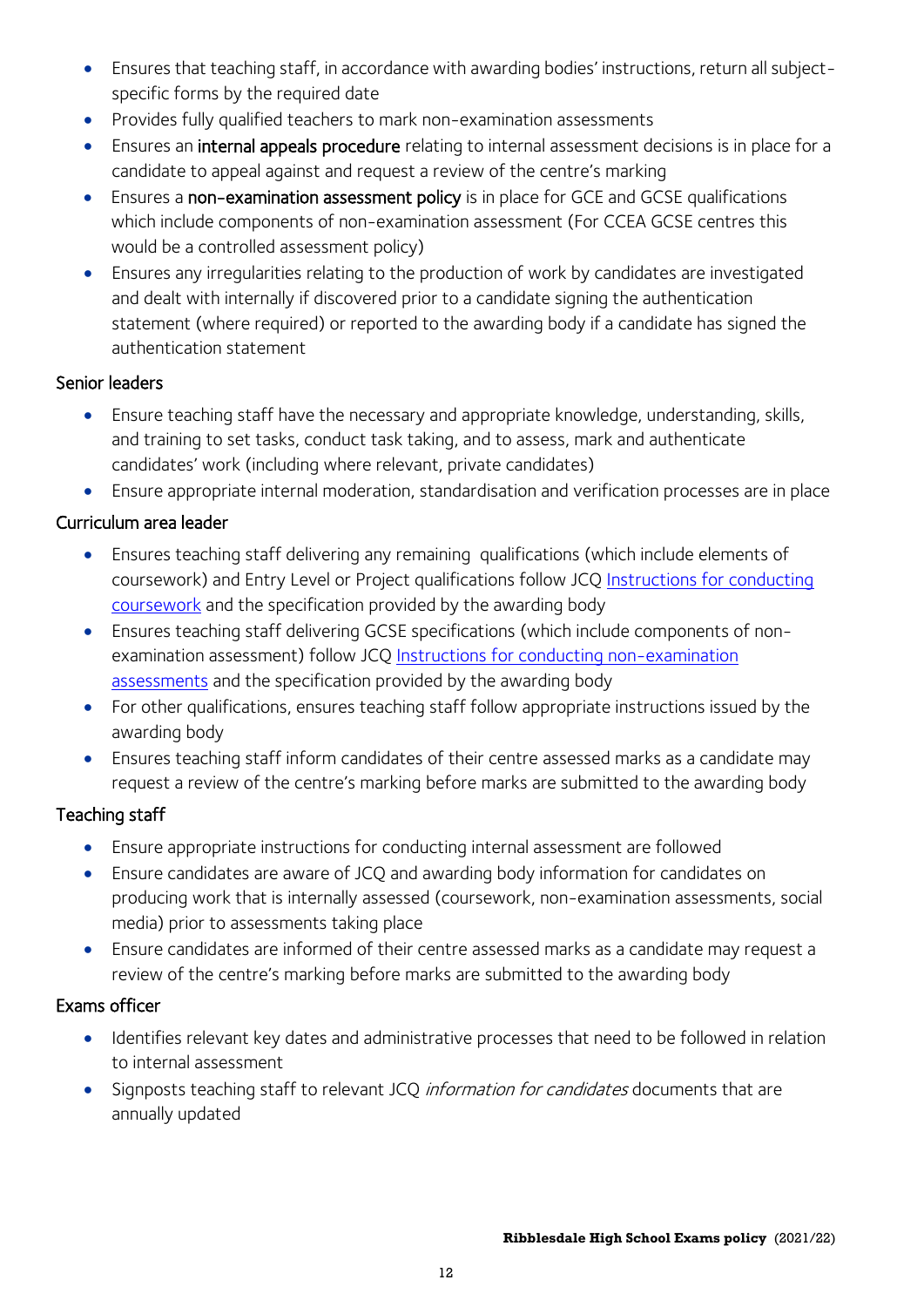- Ensures that teaching staff, in accordance with awarding bodies' instructions, return all subject-specific forms by the required date
- Provides fully qualified teachers to mark non-examination assessments
- Ensures an **internal appeals procedure** relating to internal assessment decisions is in place for a candidate to appeal against and request a review of the centre's marking
- Ensures a **non-examination assessment policy** is in place for GCE and GCSE qualifications which include components of non-examination assessment (For CCEA GCSE centres this would be a controlled assessment policy)
- Ensures any irregularities relating to the production of work by candidates are investigated and dealt with internally if discovered prior to a candidate signing the authentication statement (where required) or reported to the awarding body if a candidate has signed the authentication statement

### Senior leaders

- Ensure teaching staff have the necessary and appropriate knowledge, understanding, skills, and training to set tasks, conduct task taking, and to assess, mark and authenticate candidates' work (including where relevant, private candidates)
- Ensure appropriate internal moderation, standardisation and verification processes are in place

### Curriculum area leader

- Ensures teaching staff delivering any remaining qualifications (which include elements of coursework) and Entry Level or Project qualifications follow JCQ [Instructions for conducting coursework]() and the specification provided by the awarding body
- Ensures teaching staff delivering GCSE specifications (which include components of non-examination assessment) follow JCQ [Instructions for conducting non-examination assessments]() and the specification provided by the awarding body
- For other qualifications, ensures teaching staff follow appropriate instructions issued by the awarding body
- Ensures teaching staff inform candidates of their centre assessed marks as a candidate may request a review of the centre's marking before marks are submitted to the awarding body

### Teaching staff

- Ensure appropriate instructions for conducting internal assessment are followed
- Ensure candidates are aware of JCQ and awarding body information for candidates on producing work that is internally assessed (coursework, non-examination assessments, social media) prior to assessments taking place
- Ensure candidates are informed of their centre assessed marks as a candidate may request a review of the centre's marking before marks are submitted to the awarding body

### Exams officer

- Identifies relevant key dates and administrative processes that need to be followed in relation to internal assessment
- Signposts teaching staff to relevant JCQ *information for candidates* documents that are annually updated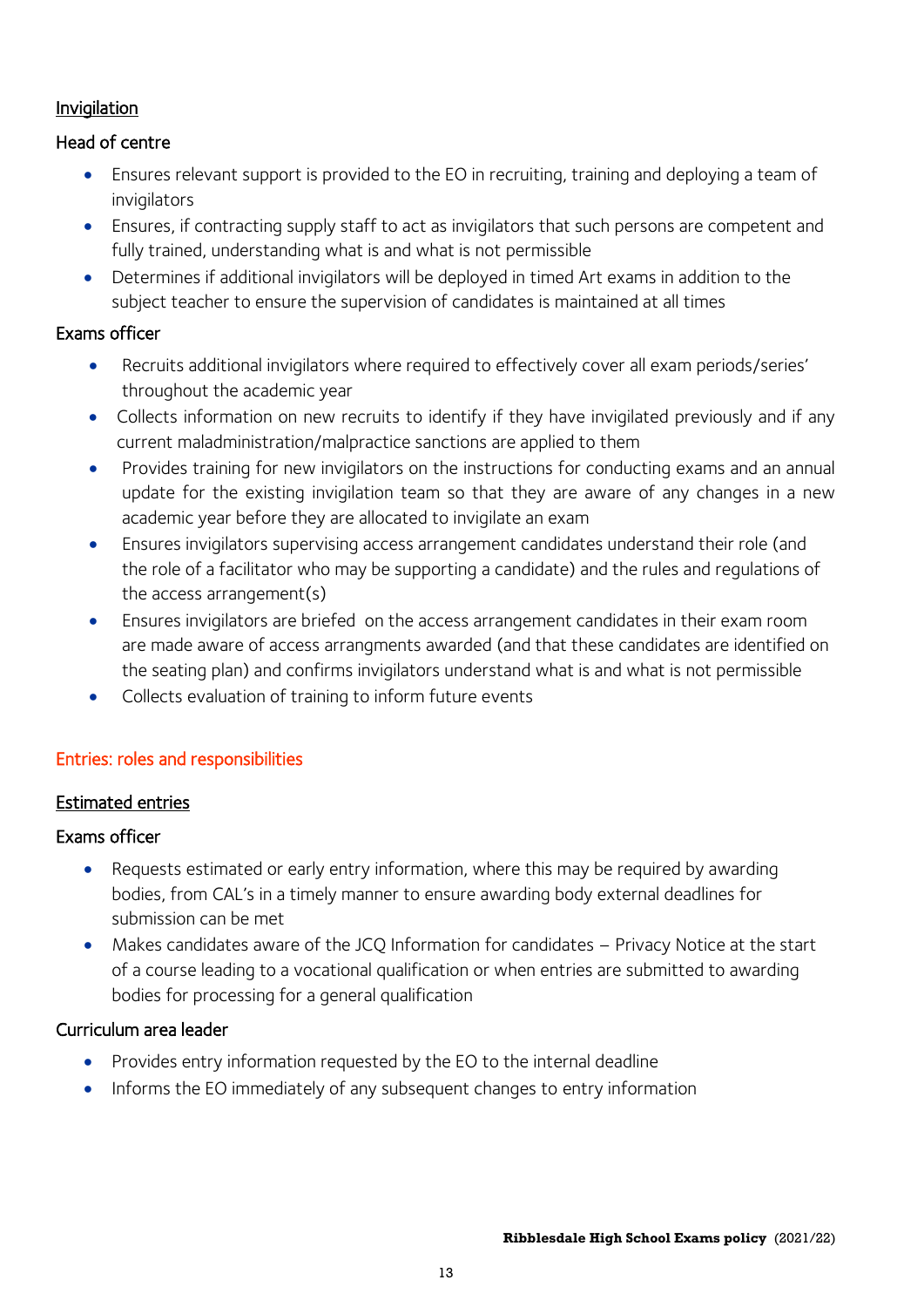### Invigilation

#### Head of centre

- Ensures relevant support is provided to the EO in recruiting, training and deploying a team of invigilators
- Ensures, if contracting supply staff to act as invigilators that such persons are competent and fully trained, understanding what is and what is not permissible
- Determines if additional invigilators will be deployed in timed Art exams in addition to the subject teacher to ensure the supervision of candidates is maintained at all times

#### Exams officer

- Recruits additional invigilators where required to effectively cover all exam periods/series' throughout the academic year
- Collects information on new recruits to identify if they have invigilated previously and if any current maladministration/malpractice sanctions are applied to them
- Provides training for new invigilators on the instructions for conducting exams and an annual update for the existing invigilation team so that they are aware of any changes in a new academic year before they are allocated to invigilate an exam
- Ensures invigilators supervising access arrangement candidates understand their role (and the role of a facilitator who may be supporting a candidate) and the rules and regulations of the access arrangement(s)
- Ensures invigilators are briefed on the access arrangement candidates in their exam room are made aware of access arrangments awarded (and that these candidates are identified on the seating plan) and confirms invigilators understand what is and what is not permissible
- Collects evaluation of training to inform future events

## Entries: roles and responsibilities

### Estimated entries

#### Exams officer

- Requests estimated or early entry information, where this may be required by awarding bodies, from CAL's in a timely manner to ensure awarding body external deadlines for submission can be met
- Makes candidates aware of the JCQ Information for candidates – Privacy Notice at the start of a course leading to a vocational qualification or when entries are submitted to awarding bodies for processing for a general qualification

#### Curriculum area leader

- Provides entry information requested by the EO to the internal deadline
- Informs the EO immediately of any subsequent changes to entry information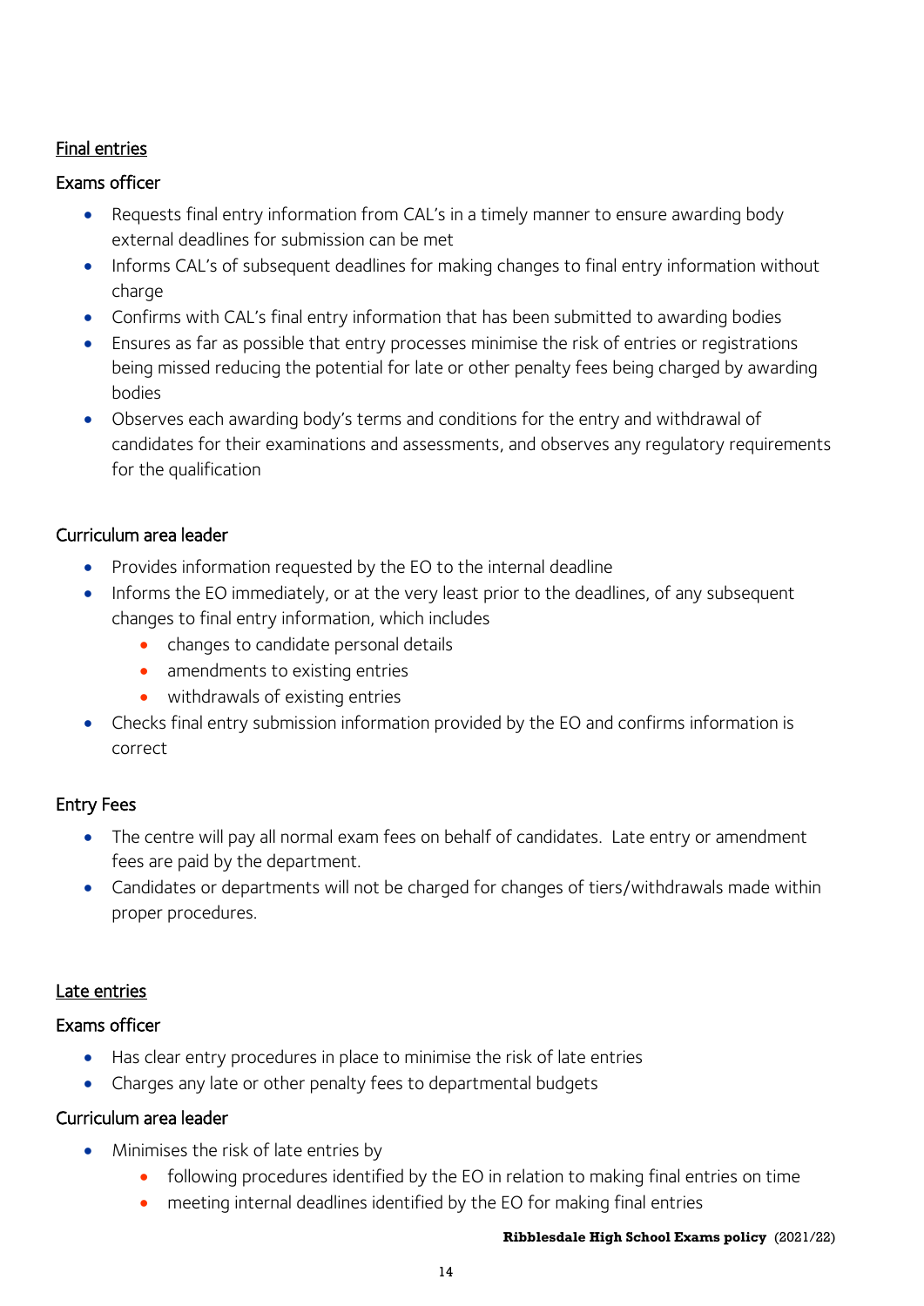## Final entries

### Exams officer

- Requests final entry information from CAL's in a timely manner to ensure awarding body external deadlines for submission can be met
- Informs CAL's of subsequent deadlines for making changes to final entry information without charge
- Confirms with CAL's final entry information that has been submitted to awarding bodies
- Ensures as far as possible that entry processes minimise the risk of entries or registrations being missed reducing the potential for late or other penalty fees being charged by awarding bodies
- Observes each awarding body's terms and conditions for the entry and withdrawal of candidates for their examinations and assessments, and observes any regulatory requirements for the qualification

### Curriculum area leader

- Provides information requested by the EO to the internal deadline
- Informs the EO immediately, or at the very least prior to the deadlines, of any subsequent changes to final entry information, which includes
  - changes to candidate personal details
  - amendments to existing entries
  - withdrawals of existing entries
- Checks final entry submission information provided by the EO and confirms information is correct

### Entry Fees

- The centre will pay all normal exam fees on behalf of candidates. Late entry or amendment fees are paid by the department.
- Candidates or departments will not be charged for changes of tiers/withdrawals made within proper procedures.

## Late entries

### Exams officer

- Has clear entry procedures in place to minimise the risk of late entries
- Charges any late or other penalty fees to departmental budgets

### Curriculum area leader

- Minimises the risk of late entries by
  - following procedures identified by the EO in relation to making final entries on time
  - meeting internal deadlines identified by the EO for making final entries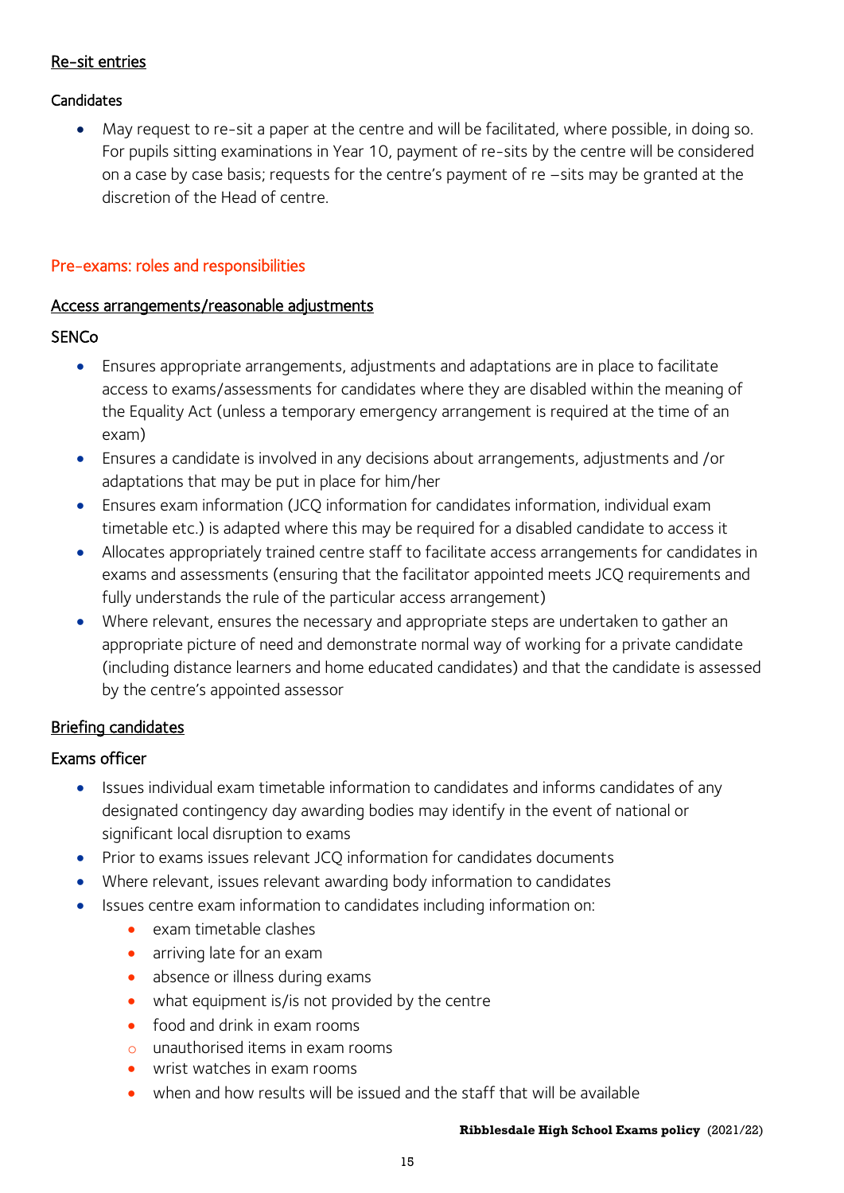#### Re-sit entries

##### Candidates

- May request to re-sit a paper at the centre and will be facilitated, where possible, in doing so. For pupils sitting examinations in Year 10, payment of re-sits by the centre will be considered on a case by case basis; requests for the centre's payment of re –sits may be granted at the discretion of the Head of centre.

### Pre-exams: roles and responsibilities

#### Access arrangements/reasonable adjustments

##### SENCo

- Ensures appropriate arrangements, adjustments and adaptations are in place to facilitate access to exams/assessments for candidates where they are disabled within the meaning of the Equality Act (unless a temporary emergency arrangement is required at the time of an exam)
- Ensures a candidate is involved in any decisions about arrangements, adjustments and /or adaptations that may be put in place for him/her
- Ensures exam information (JCQ information for candidates information, individual exam timetable etc.) is adapted where this may be required for a disabled candidate to access it
- Allocates appropriately trained centre staff to facilitate access arrangements for candidates in exams and assessments (ensuring that the facilitator appointed meets JCQ requirements and fully understands the rule of the particular access arrangement)
- Where relevant, ensures the necessary and appropriate steps are undertaken to gather an appropriate picture of need and demonstrate normal way of working for a private candidate (including distance learners and home educated candidates) and that the candidate is assessed by the centre's appointed assessor

#### Briefing candidates

##### Exams officer

- Issues individual exam timetable information to candidates and informs candidates of any designated contingency day awarding bodies may identify in the event of national or significant local disruption to exams
- Prior to exams issues relevant JCQ information for candidates documents
- Where relevant, issues relevant awarding body information to candidates
- Issues centre exam information to candidates including information on:
  - exam timetable clashes
  - arriving late for an exam
  - absence or illness during exams
  - what equipment is/is not provided by the centre
  - food and drink in exam rooms
  - unauthorised items in exam rooms
  - wrist watches in exam rooms
  - when and how results will be issued and the staff that will be available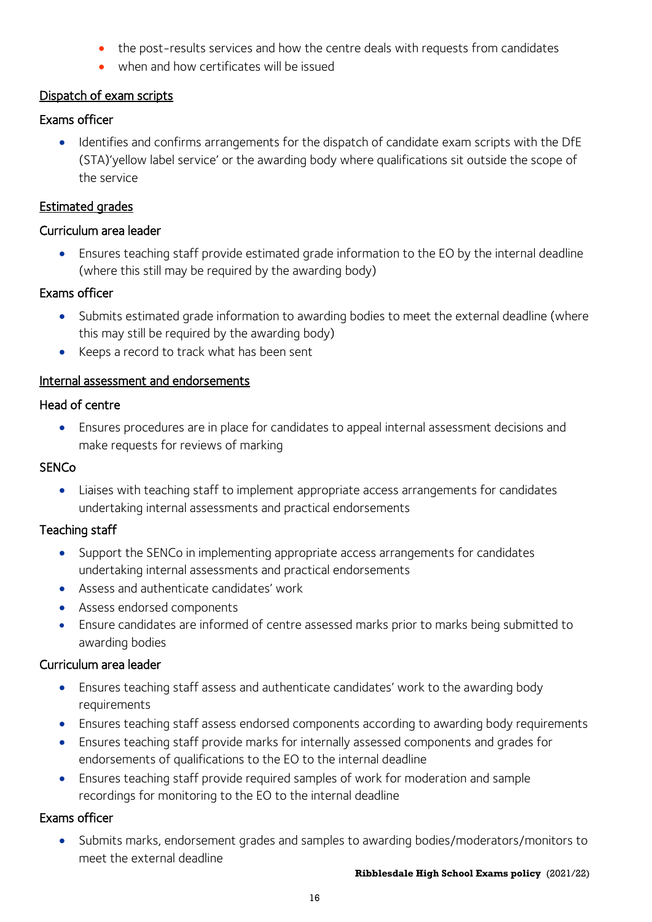- the post-results services and how the centre deals with requests from candidates
- when and how certificates will be issued

## Dispatch of exam scripts

### Exams officer

- Identifies and confirms arrangements for the dispatch of candidate exam scripts with the DfE (STA)'yellow label service' or the awarding body where qualifications sit outside the scope of the service

## Estimated grades

### Curriculum area leader

- Ensures teaching staff provide estimated grade information to the EO by the internal deadline (where this still may be required by the awarding body)

### Exams officer

- Submits estimated grade information to awarding bodies to meet the external deadline (where this may still be required by the awarding body)
- Keeps a record to track what has been sent

## Internal assessment and endorsements

### Head of centre

- Ensures procedures are in place for candidates to appeal internal assessment decisions and make requests for reviews of marking

### SENCo

- Liaises with teaching staff to implement appropriate access arrangements for candidates undertaking internal assessments and practical endorsements

### Teaching staff

- Support the SENCo in implementing appropriate access arrangements for candidates undertaking internal assessments and practical endorsements
- Assess and authenticate candidates' work
- Assess endorsed components
- Ensure candidates are informed of centre assessed marks prior to marks being submitted to awarding bodies

### Curriculum area leader

- Ensures teaching staff assess and authenticate candidates' work to the awarding body requirements
- Ensures teaching staff assess endorsed components according to awarding body requirements
- Ensures teaching staff provide marks for internally assessed components and grades for endorsements of qualifications to the EO to the internal deadline
- Ensures teaching staff provide required samples of work for moderation and sample recordings for monitoring to the EO to the internal deadline

### Exams officer

- Submits marks, endorsement grades and samples to awarding bodies/moderators/monitors to meet the external deadline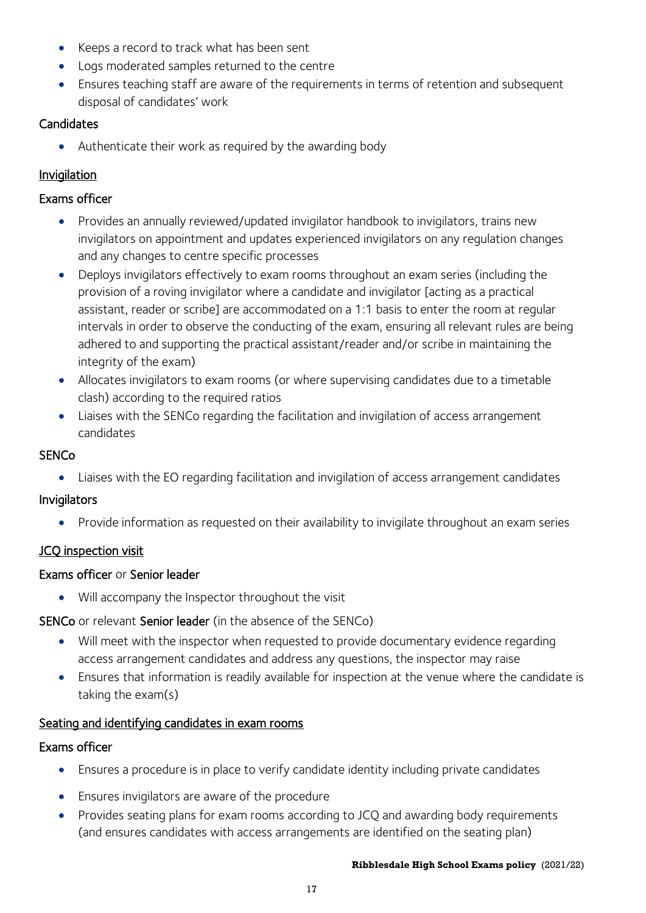- Keeps a record to track what has been sent
- Logs moderated samples returned to the centre
- Ensures teaching staff are aware of the requirements in terms of retention and subsequent disposal of candidates' work

Candidates

- Authenticate their work as required by the awarding body

<u>Invigilation</u>

Exams officer

- Provides an annually reviewed/updated invigilator handbook to invigilators, trains new invigilators on appointment and updates experienced invigilators on any regulation changes and any changes to centre specific processes
- Deploys invigilators effectively to exam rooms throughout an exam series (including the provision of a roving invigilator where a candidate and invigilator [acting as a practical assistant, reader or scribe] are accommodated on a 1:1 basis to enter the room at regular intervals in order to observe the conducting of the exam, ensuring all relevant rules are being adhered to and supporting the practical assistant/reader and/or scribe in maintaining the integrity of the exam)
- Allocates invigilators to exam rooms (or where supervising candidates due to a timetable clash) according to the required ratios
- Liaises with the SENCo regarding the facilitation and invigilation of access arrangement candidates

SENCo

- Liaises with the EO regarding facilitation and invigilation of access arrangement candidates

Invigilators

- Provide information as requested on their availability to invigilate throughout an exam series

<u>JCQ inspection visit</u>

Exams officer or Senior leader

- Will accompany the Inspector throughout the visit

SENCo or relevant Senior leader (in the absence of the SENCo)

- Will meet with the inspector when requested to provide documentary evidence regarding access arrangement candidates and address any questions, the inspector may raise
- Ensures that information is readily available for inspection at the venue where the candidate is taking the exam(s)

<u>Seating and identifying candidates in exam rooms</u>

Exams officer

- Ensures a procedure is in place to verify candidate identity including private candidates
- Ensures invigilators are aware of the procedure
- Provides seating plans for exam rooms according to JCQ and awarding body requirements (and ensures candidates with access arrangements are identified on the seating plan)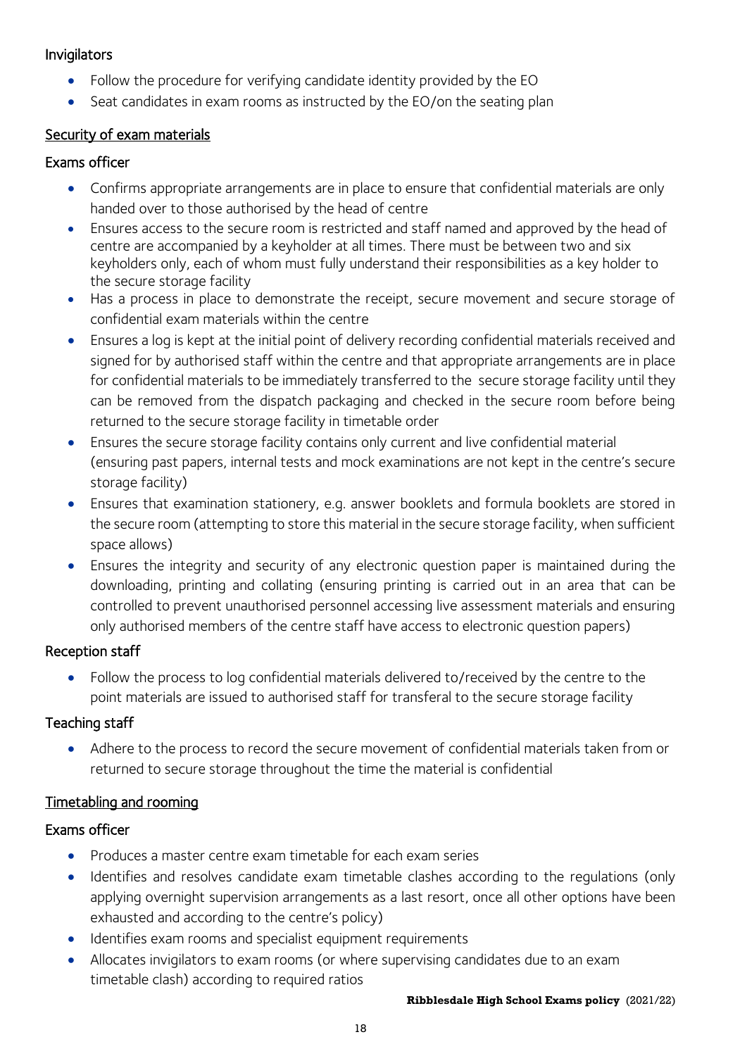### Invigilators

- Follow the procedure for verifying candidate identity provided by the EO
- Seat candidates in exam rooms as instructed by the EO/on the seating plan

## Security of exam materials

### Exams officer

- Confirms appropriate arrangements are in place to ensure that confidential materials are only handed over to those authorised by the head of centre
- Ensures access to the secure room is restricted and staff named and approved by the head of centre are accompanied by a keyholder at all times. There must be between two and six keyholders only, each of whom must fully understand their responsibilities as a key holder to the secure storage facility
- Has a process in place to demonstrate the receipt, secure movement and secure storage of confidential exam materials within the centre
- Ensures a log is kept at the initial point of delivery recording confidential materials received and signed for by authorised staff within the centre and that appropriate arrangements are in place for confidential materials to be immediately transferred to the secure storage facility until they can be removed from the dispatch packaging and checked in the secure room before being returned to the secure storage facility in timetable order
- Ensures the secure storage facility contains only current and live confidential material (ensuring past papers, internal tests and mock examinations are not kept in the centre's secure storage facility)
- Ensures that examination stationery, e.g. answer booklets and formula booklets are stored in the secure room (attempting to store this material in the secure storage facility, when sufficient space allows)
- Ensures the integrity and security of any electronic question paper is maintained during the downloading, printing and collating (ensuring printing is carried out in an area that can be controlled to prevent unauthorised personnel accessing live assessment materials and ensuring only authorised members of the centre staff have access to electronic question papers)

### Reception staff

- Follow the process to log confidential materials delivered to/received by the centre to the point materials are issued to authorised staff for transferal to the secure storage facility

### Teaching staff

- Adhere to the process to record the secure movement of confidential materials taken from or returned to secure storage throughout the time the material is confidential

## Timetabling and rooming

### Exams officer

- Produces a master centre exam timetable for each exam series
- Identifies and resolves candidate exam timetable clashes according to the regulations (only applying overnight supervision arrangements as a last resort, once all other options have been exhausted and according to the centre's policy)
- Identifies exam rooms and specialist equipment requirements
- Allocates invigilators to exam rooms (or where supervising candidates due to an exam timetable clash) according to required ratios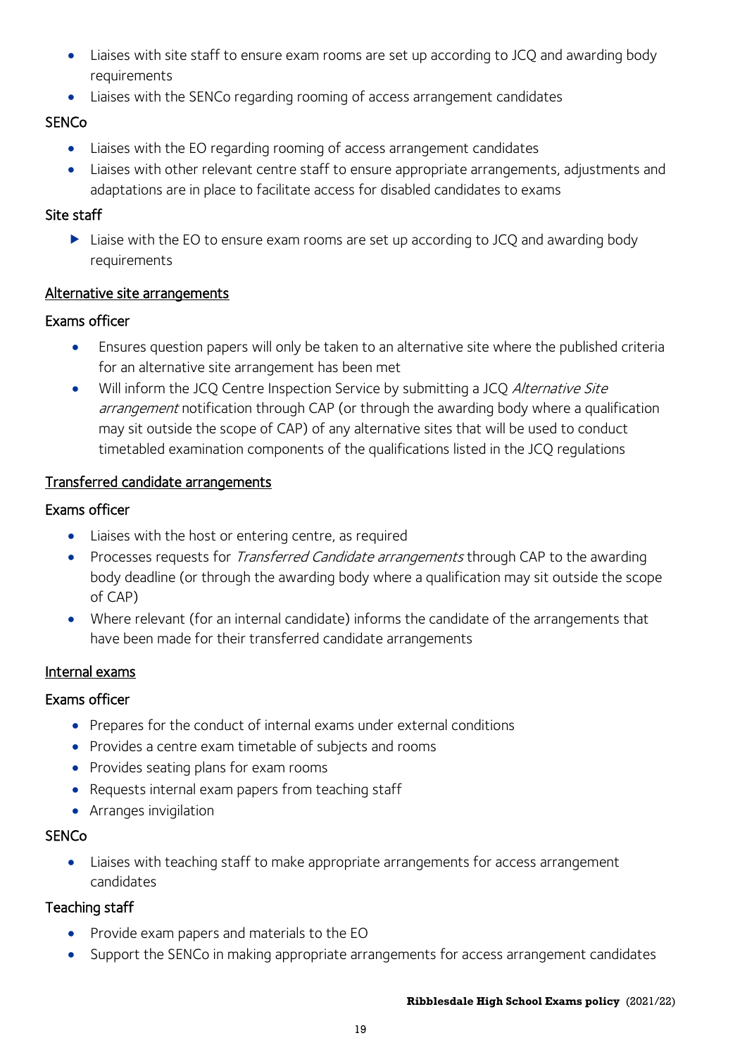- Liaises with site staff to ensure exam rooms are set up according to JCQ and awarding body requirements
- Liaises with the SENCo regarding rooming of access arrangement candidates

SENCo

- Liaises with the EO regarding rooming of access arrangement candidates
- Liaises with other relevant centre staff to ensure appropriate arrangements, adjustments and adaptations are in place to facilitate access for disabled candidates to exams

Site staff

- Liaise with the EO to ensure exam rooms are set up according to JCQ and awarding body requirements

<u>Alternative site arrangements</u>

Exams officer

- Ensures question papers will only be taken to an alternative site where the published criteria for an alternative site arrangement has been met
- Will inform the JCQ Centre Inspection Service by submitting a JCQ *Alternative Site arrangement* notification through CAP (or through the awarding body where a qualification may sit outside the scope of CAP) of any alternative sites that will be used to conduct timetabled examination components of the qualifications listed in the JCQ regulations

<u>Transferred candidate arrangements</u>

Exams officer

- Liaises with the host or entering centre, as required
- Processes requests for *Transferred Candidate arrangements* through CAP to the awarding body deadline (or through the awarding body where a qualification may sit outside the scope of CAP)
- Where relevant (for an internal candidate) informs the candidate of the arrangements that have been made for their transferred candidate arrangements

<u>Internal exams</u>

Exams officer

- Prepares for the conduct of internal exams under external conditions
- Provides a centre exam timetable of subjects and rooms
- Provides seating plans for exam rooms
- Requests internal exam papers from teaching staff
- Arranges invigilation

SENCo

- Liaises with teaching staff to make appropriate arrangements for access arrangement candidates

Teaching staff

- Provide exam papers and materials to the EO
- Support the SENCo in making appropriate arrangements for access arrangement candidates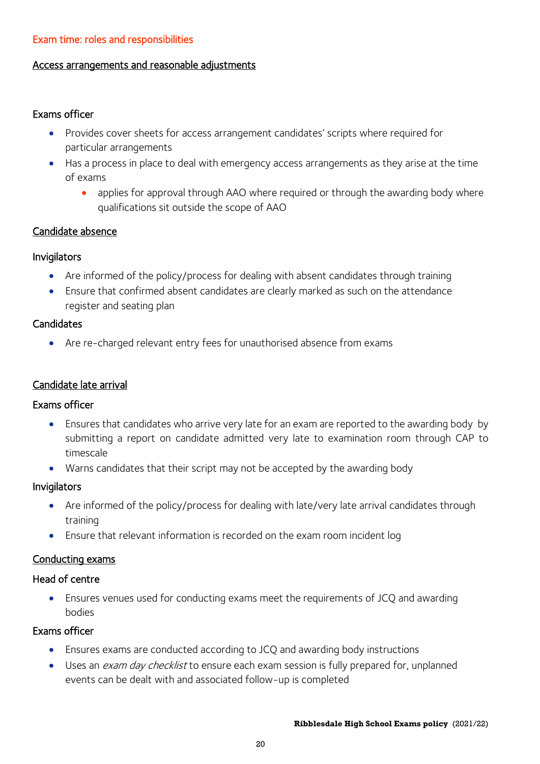## Exam time: roles and responsibilities

### Access arrangements and reasonable adjustments

#### Exams officer

- Provides cover sheets for access arrangement candidates' scripts where required for particular arrangements
- Has a process in place to deal with emergency access arrangements as they arise at the time of exams
    - applies for approval through AAO where required or through the awarding body where qualifications sit outside the scope of AAO

### Candidate absence

#### Invigilators

- Are informed of the policy/process for dealing with absent candidates through training
- Ensure that confirmed absent candidates are clearly marked as such on the attendance register and seating plan

#### Candidates

- Are re-charged relevant entry fees for unauthorised absence from exams

### Candidate late arrival

#### Exams officer

- Ensures that candidates who arrive very late for an exam are reported to the awarding body by submitting a report on candidate admitted very late to examination room through CAP to timescale
- Warns candidates that their script may not be accepted by the awarding body

#### Invigilators

- Are informed of the policy/process for dealing with late/very late arrival candidates through training
- Ensure that relevant information is recorded on the exam room incident log

### Conducting exams

#### Head of centre

- Ensures venues used for conducting exams meet the requirements of JCQ and awarding bodies

#### Exams officer

- Ensures exams are conducted according to JCQ and awarding body instructions
- Uses an *exam day checklist* to ensure each exam session is fully prepared for, unplanned events can be dealt with and associated follow-up is completed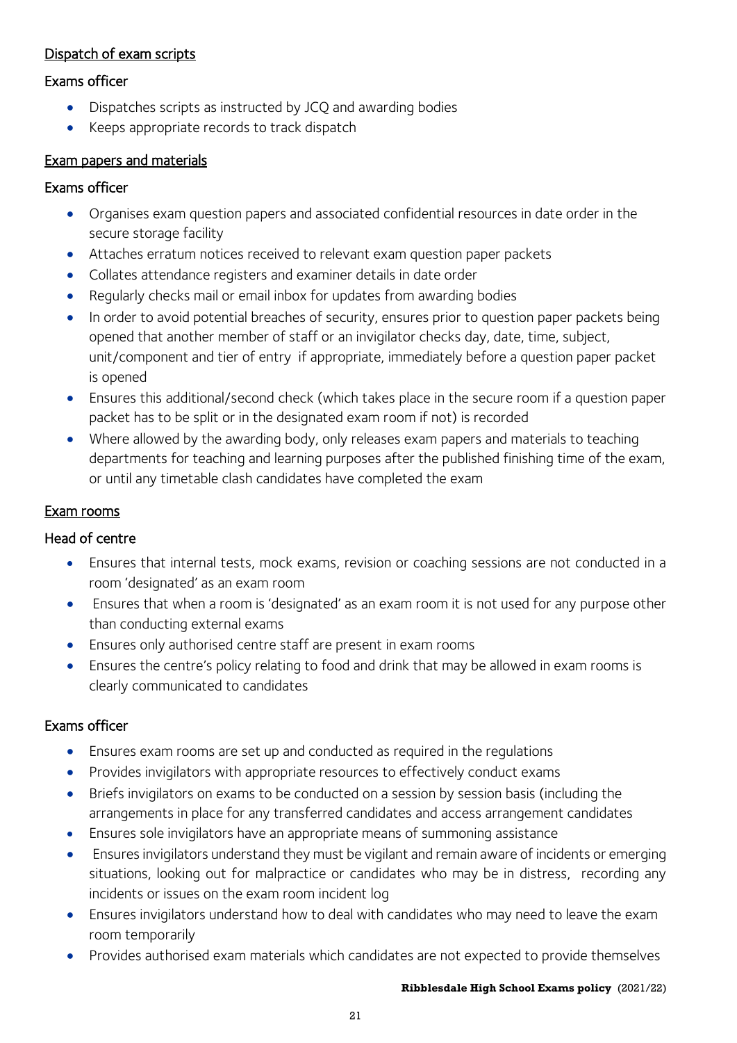## Dispatch of exam scripts

### Exams officer

- Dispatches scripts as instructed by JCQ and awarding bodies
- Keeps appropriate records to track dispatch

## Exam papers and materials

### Exams officer

- Organises exam question papers and associated confidential resources in date order in the secure storage facility
- Attaches erratum notices received to relevant exam question paper packets
- Collates attendance registers and examiner details in date order
- Regularly checks mail or email inbox for updates from awarding bodies
- In order to avoid potential breaches of security, ensures prior to question paper packets being opened that another member of staff or an invigilator checks day, date, time, subject, unit/component and tier of entry if appropriate, immediately before a question paper packet is opened
- Ensures this additional/second check (which takes place in the secure room if a question paper packet has to be split or in the designated exam room if not) is recorded
- Where allowed by the awarding body, only releases exam papers and materials to teaching departments for teaching and learning purposes after the published finishing time of the exam, or until any timetable clash candidates have completed the exam

## Exam rooms

### Head of centre

- Ensures that internal tests, mock exams, revision or coaching sessions are not conducted in a room 'designated' as an exam room
- Ensures that when a room is 'designated' as an exam room it is not used for any purpose other than conducting external exams
- Ensures only authorised centre staff are present in exam rooms
- Ensures the centre's policy relating to food and drink that may be allowed in exam rooms is clearly communicated to candidates

### Exams officer

- Ensures exam rooms are set up and conducted as required in the regulations
- Provides invigilators with appropriate resources to effectively conduct exams
- Briefs invigilators on exams to be conducted on a session by session basis (including the arrangements in place for any transferred candidates and access arrangement candidates
- Ensures sole invigilators have an appropriate means of summoning assistance
- Ensures invigilators understand they must be vigilant and remain aware of incidents or emerging situations, looking out for malpractice or candidates who may be in distress, recording any incidents or issues on the exam room incident log
- Ensures invigilators understand how to deal with candidates who may need to leave the exam room temporarily
- Provides authorised exam materials which candidates are not expected to provide themselves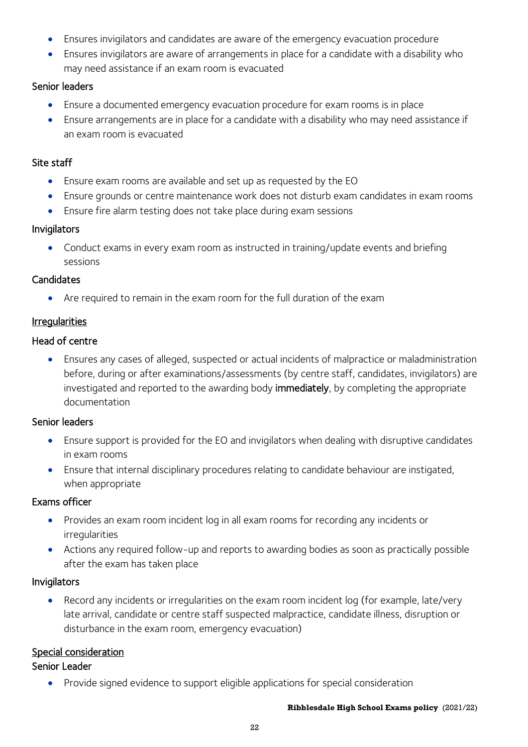- Ensures invigilators and candidates are aware of the emergency evacuation procedure
- Ensures invigilators are aware of arrangements in place for a candidate with a disability who may need assistance if an exam room is evacuated

### Senior leaders

- Ensure a documented emergency evacuation procedure for exam rooms is in place
- Ensure arrangements are in place for a candidate with a disability who may need assistance if an exam room is evacuated

### Site staff

- Ensure exam rooms are available and set up as requested by the EO
- Ensure grounds or centre maintenance work does not disturb exam candidates in exam rooms
- Ensure fire alarm testing does not take place during exam sessions

### Invigilators

- Conduct exams in every exam room as instructed in training/update events and briefing sessions

### Candidates

- Are required to remain in the exam room for the full duration of the exam

## Irregularities

### Head of centre

- Ensures any cases of alleged, suspected or actual incidents of malpractice or maladministration before, during or after examinations/assessments (by centre staff, candidates, invigilators) are investigated and reported to the awarding body **immediately**, by completing the appropriate documentation

### Senior leaders

- Ensure support is provided for the EO and invigilators when dealing with disruptive candidates in exam rooms
- Ensure that internal disciplinary procedures relating to candidate behaviour are instigated, when appropriate

### Exams officer

- Provides an exam room incident log in all exam rooms for recording any incidents or irregularities
- Actions any required follow-up and reports to awarding bodies as soon as practically possible after the exam has taken place

### Invigilators

- Record any incidents or irregularities on the exam room incident log (for example, late/very late arrival, candidate or centre staff suspected malpractice, candidate illness, disruption or disturbance in the exam room, emergency evacuation)

## Special consideration

### Senior Leader

- Provide signed evidence to support eligible applications for special consideration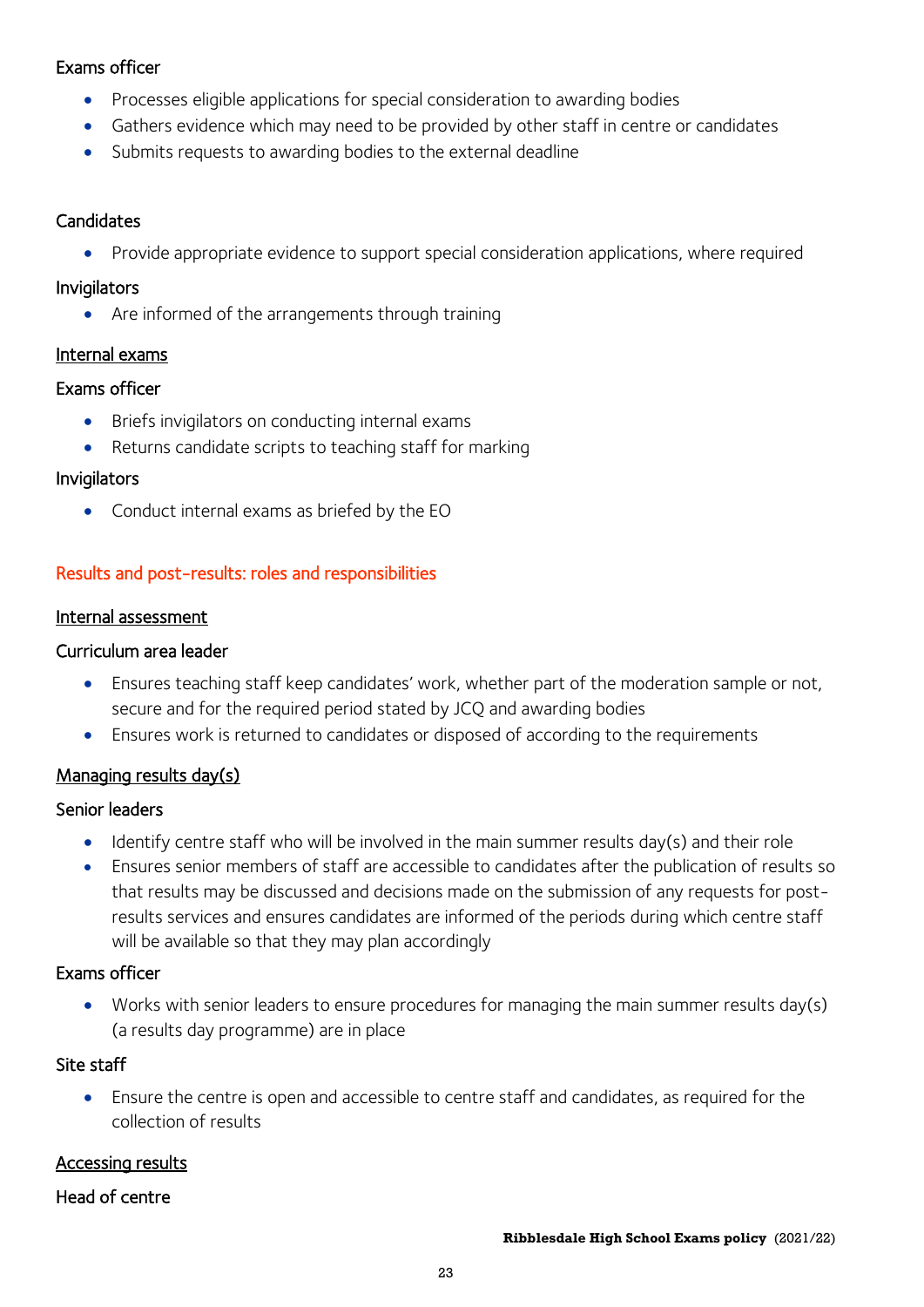Exams officer

- Processes eligible applications for special consideration to awarding bodies
- Gathers evidence which may need to be provided by other staff in centre or candidates
- Submits requests to awarding bodies to the external deadline

Candidates

- Provide appropriate evidence to support special consideration applications, where required

Invigilators

- Are informed of the arrangements through training

<u>Internal exams</u>

Exams officer

- Briefs invigilators on conducting internal exams
- Returns candidate scripts to teaching staff for marking

Invigilators

- Conduct internal exams as briefed by the EO

## Results and post-results: roles and responsibilities

<u>Internal assessment</u>

Curriculum area leader

- Ensures teaching staff keep candidates' work, whether part of the moderation sample or not, secure and for the required period stated by JCQ and awarding bodies
- Ensures work is returned to candidates or disposed of according to the requirements

<u>Managing results day(s)</u>

Senior leaders

- Identify centre staff who will be involved in the main summer results day(s) and their role
- Ensures senior members of staff are accessible to candidates after the publication of results so that results may be discussed and decisions made on the submission of any requests for post-results services and ensures candidates are informed of the periods during which centre staff will be available so that they may plan accordingly

Exams officer

- Works with senior leaders to ensure procedures for managing the main summer results day(s) (a results day programme) are in place

Site staff

- Ensure the centre is open and accessible to centre staff and candidates, as required for the collection of results

<u>Accessing results</u>

Head of centre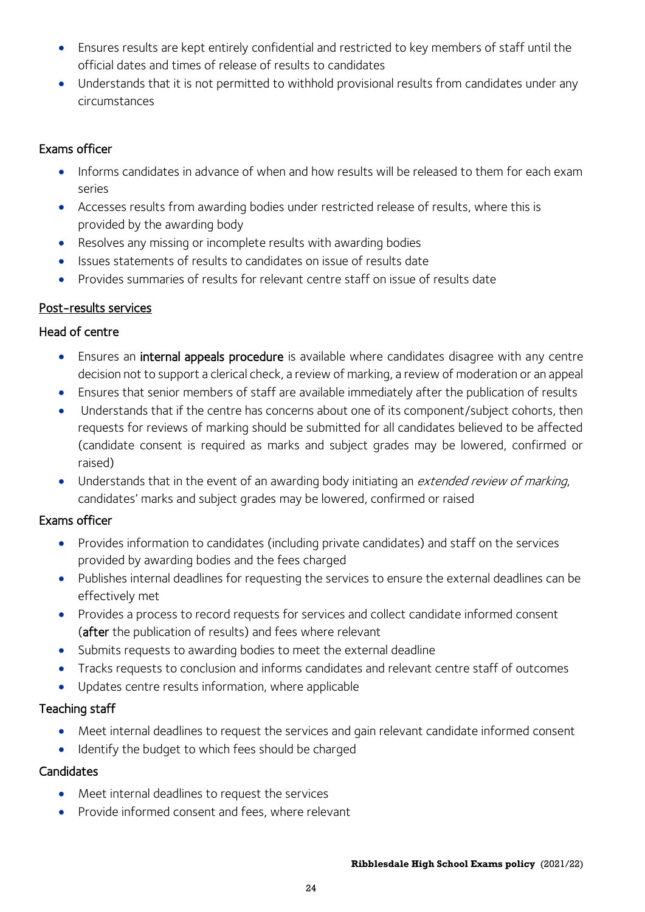- Ensures results are kept entirely confidential and restricted to key members of staff until the official dates and times of release of results to candidates
- Understands that it is not permitted to withhold provisional results from candidates under any circumstances

### Exams officer

- Informs candidates in advance of when and how results will be released to them for each exam series
- Accesses results from awarding bodies under restricted release of results, where this is provided by the awarding body
- Resolves any missing or incomplete results with awarding bodies
- Issues statements of results to candidates on issue of results date
- Provides summaries of results for relevant centre staff on issue of results date

## Post-results services

### Head of centre

- Ensures an **internal appeals procedure** is available where candidates disagree with any centre decision not to support a clerical check, a review of marking, a review of moderation or an appeal
- Ensures that senior members of staff are available immediately after the publication of results
- Understands that if the centre has concerns about one of its component/subject cohorts, then requests for reviews of marking should be submitted for all candidates believed to be affected (candidate consent is required as marks and subject grades may be lowered, confirmed or raised)
- Understands that in the event of an awarding body initiating an *extended review of marking*, candidates' marks and subject grades may be lowered, confirmed or raised

### Exams officer

- Provides information to candidates (including private candidates) and staff on the services provided by awarding bodies and the fees charged
- Publishes internal deadlines for requesting the services to ensure the external deadlines can be effectively met
- Provides a process to record requests for services and collect candidate informed consent (**after** the publication of results) and fees where relevant
- Submits requests to awarding bodies to meet the external deadline
- Tracks requests to conclusion and informs candidates and relevant centre staff of outcomes
- Updates centre results information, where applicable

### Teaching staff

- Meet internal deadlines to request the services and gain relevant candidate informed consent
- Identify the budget to which fees should be charged

### Candidates

- Meet internal deadlines to request the services
- Provide informed consent and fees, where relevant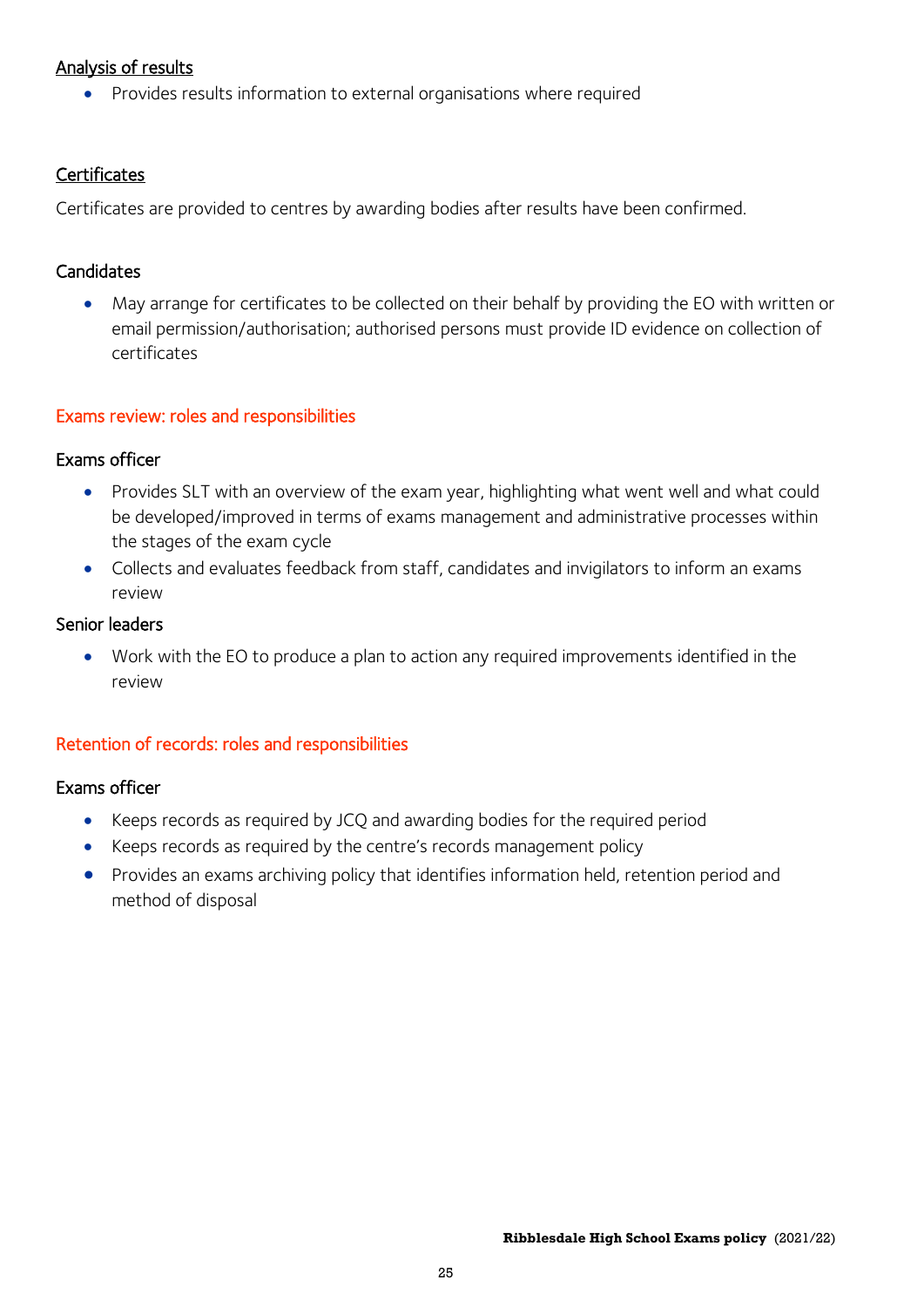Analysis of results

- Provides results information to external organisations where required

Certificates

Certificates are provided to centres by awarding bodies after results have been confirmed.

Candidates

- May arrange for certificates to be collected on their behalf by providing the EO with written or email permission/authorisation; authorised persons must provide ID evidence on collection of certificates

## Exams review: roles and responsibilities

### Exams officer

- Provides SLT with an overview of the exam year, highlighting what went well and what could be developed/improved in terms of exams management and administrative processes within the stages of the exam cycle
- Collects and evaluates feedback from staff, candidates and invigilators to inform an exams review

### Senior leaders

- Work with the EO to produce a plan to action any required improvements identified in the review

## Retention of records: roles and responsibilities

### Exams officer

- Keeps records as required by JCQ and awarding bodies for the required period
- Keeps records as required by the centre's records management policy
- Provides an exams archiving policy that identifies information held, retention period and method of disposal